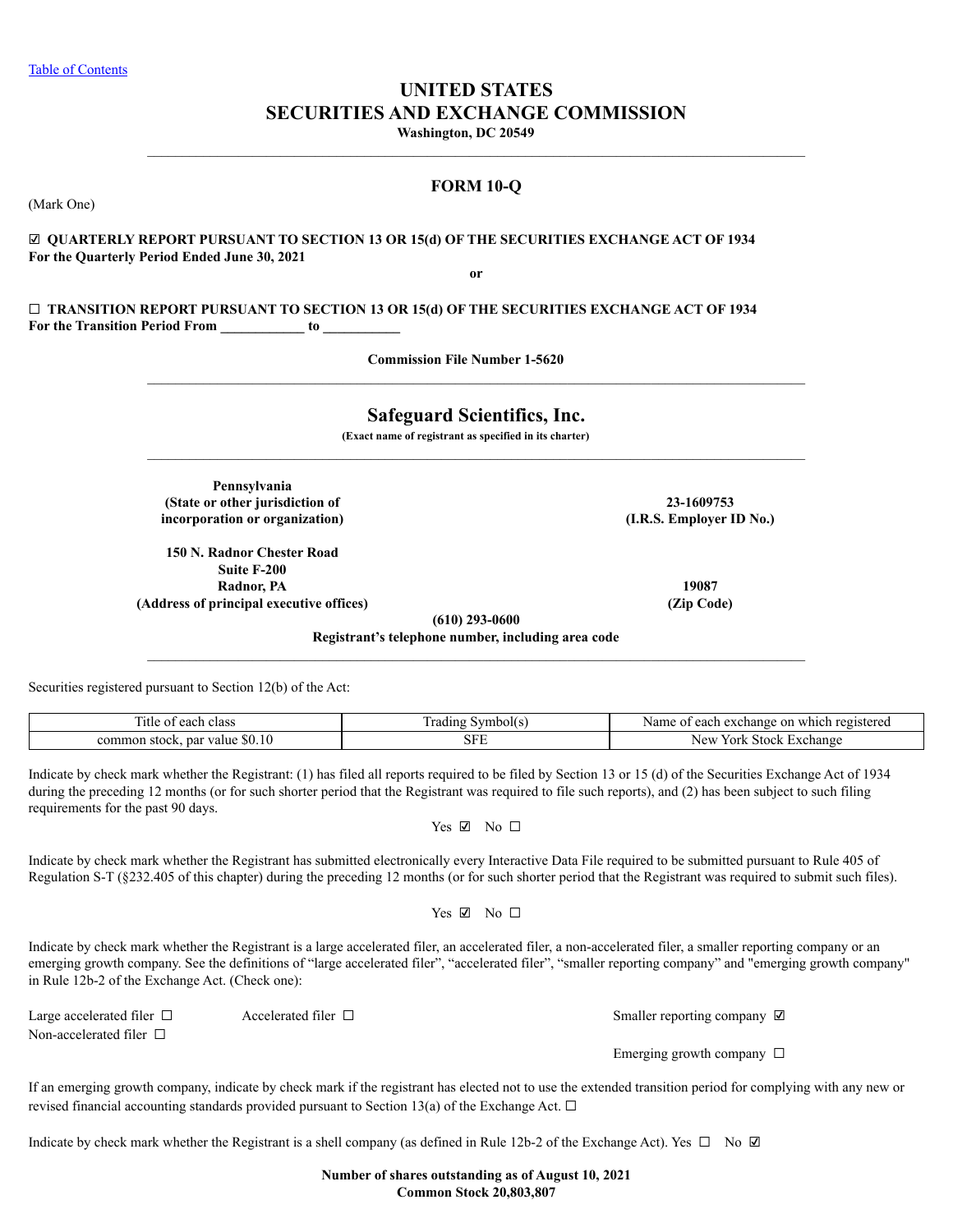Table of Contents

# UNITED STATES
# SECURITIES AND EXCHANGE COMMISSION

**Washington, DC 20549**

---

## FORM 10-Q

(Mark One)

☑ **QUARTERLY REPORT PURSUANT TO SECTION 13 OR 15(d) OF THE SECURITIES EXCHANGE ACT OF 1934**
**For the Quarterly Period Ended June 30, 2021**

**or**

☐ **TRANSITION REPORT PURSUANT TO SECTION 13 OR 15(d) OF THE SECURITIES EXCHANGE ACT OF 1934**
**For the Transition Period From \_\_\_\_\_\_\_\_\_\_\_\_ to \_\_\_\_\_\_\_\_\_\_\_**

**Commission File Number 1-5620**

---

## Safeguard Scientifics, Inc.

**(Exact name of registrant as specified in its charter)**

---

| | |
|---|---|
| **Pennsylvania** **(State or other jurisdiction of incorporation or organization)** | **23-1609753** **(I.R.S. Employer ID No.)** |
| **150 N. Radnor Chester Road** **Suite F-200** **Radnor, PA** **(Address of principal executive offices)** | **19087** **(Zip Code)** |

**(610) 293-0600**
**Registrant's telephone number, including area code**

---

Securities registered pursuant to Section 12(b) of the Act:

| Title of each class | Trading Symbol(s) | Name of each exchange on which registered |
|---|---|---|
| common stock, par value $0.10 | SFE | New York Stock Exchange |

Indicate by check mark whether the Registrant: (1) has filed all reports required to be filed by Section 13 or 15 (d) of the Securities Exchange Act of 1934 during the preceding 12 months (or for such shorter period that the Registrant was required to file such reports), and (2) has been subject to such filing requirements for the past 90 days.

Yes ☑ No ☐

Indicate by check mark whether the Registrant has submitted electronically every Interactive Data File required to be submitted pursuant to Rule 405 of Regulation S-T (§232.405 of this chapter) during the preceding 12 months (or for such shorter period that the Registrant was required to submit such files).

Yes ☑ No ☐

Indicate by check mark whether the Registrant is a large accelerated filer, an accelerated filer, a non-accelerated filer, a smaller reporting company or an emerging growth company. See the definitions of "large accelerated filer", "accelerated filer", "smaller reporting company" and "emerging growth company" in Rule 12b-2 of the Exchange Act. (Check one):

| | | |
|---|---|---|
| Large accelerated filer ☐ | Accelerated filer ☐ | Smaller reporting company ☑ |
| Non-accelerated filer ☐ | | |
| | | Emerging growth company ☐ |

If an emerging growth company, indicate by check mark if the registrant has elected not to use the extended transition period for complying with any new or revised financial accounting standards provided pursuant to Section 13(a) of the Exchange Act. ☐

Indicate by check mark whether the Registrant is a shell company (as defined in Rule 12b-2 of the Exchange Act). Yes ☐ No ☑

**Number of shares outstanding as of August 10, 2021**
**Common Stock 20,803,807**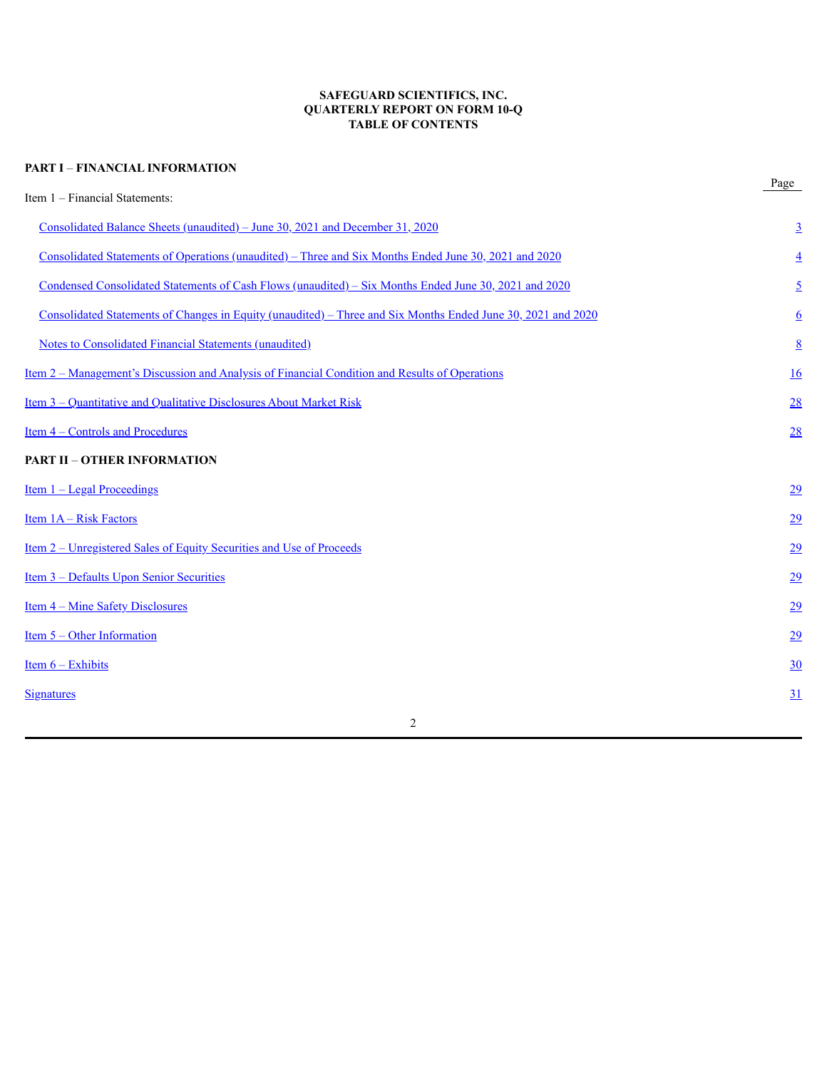**SAFEGUARD SCIENTIFICS, INC.**
**QUARTERLY REPORT ON FORM 10-Q**
**TABLE OF CONTENTS**

**PART I – FINANCIAL INFORMATION**

| | Page |
|---|---|
| Item 1 – Financial Statements: | |
| Consolidated Balance Sheets (unaudited) – June 30, 2021 and December 31, 2020 | 3 |
| Consolidated Statements of Operations (unaudited) – Three and Six Months Ended June 30, 2021 and 2020 | 4 |
| Condensed Consolidated Statements of Cash Flows (unaudited) – Six Months Ended June 30, 2021 and 2020 | 5 |
| Consolidated Statements of Changes in Equity (unaudited) – Three and Six Months Ended June 30, 2021 and 2020 | 6 |
| Notes to Consolidated Financial Statements (unaudited) | 8 |
| Item 2 – Management's Discussion and Analysis of Financial Condition and Results of Operations | 16 |
| Item 3 – Quantitative and Qualitative Disclosures About Market Risk | 28 |
| Item 4 – Controls and Procedures | 28 |

**PART II – OTHER INFORMATION**

| | |
|---|---|
| Item 1 – Legal Proceedings | 29 |
| Item 1A – Risk Factors | 29 |
| Item 2 – Unregistered Sales of Equity Securities and Use of Proceeds | 29 |
| Item 3 – Defaults Upon Senior Securities | 29 |
| Item 4 – Mine Safety Disclosures | 29 |
| Item 5 – Other Information | 29 |
| Item 6 – Exhibits | 30 |
| Signatures | 31 |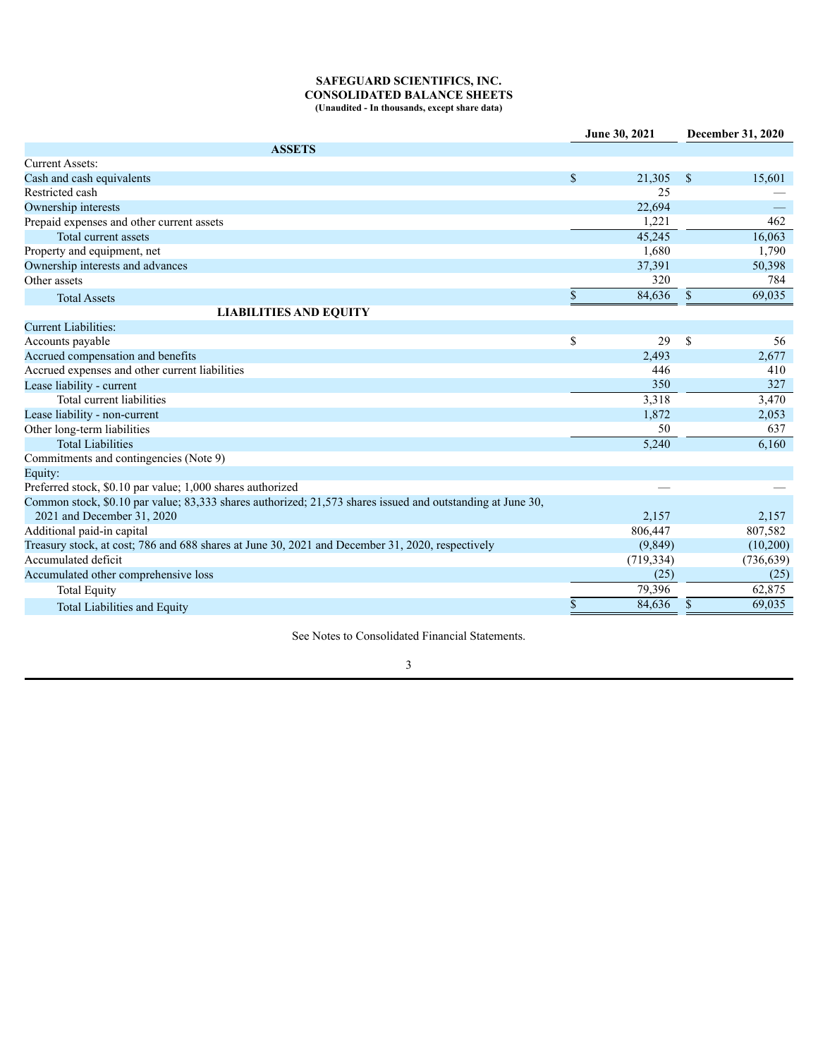**SAFEGUARD SCIENTIFICS, INC.**
**CONSOLIDATED BALANCE SHEETS**
**(Unaudited - In thousands, except share data)**

| | June 30, 2021 | December 31, 2020 |
|---|---|---|
| **ASSETS** | | |
| Current Assets: | | |
| Cash and cash equivalents | $ 21,305 | $ 15,601 |
| Restricted cash | 25 | — |
| Ownership interests | 22,694 | — |
| Prepaid expenses and other current assets | 1,221 | 462 |
| Total current assets | 45,245 | 16,063 |
| Property and equipment, net | 1,680 | 1,790 |
| Ownership interests and advances | 37,391 | 50,398 |
| Other assets | 320 | 784 |
| Total Assets | $ 84,636 | $ 69,035 |
| **LIABILITIES AND EQUITY** | | |
| Current Liabilities: | | |
| Accounts payable | $ 29 | $ 56 |
| Accrued compensation and benefits | 2,493 | 2,677 |
| Accrued expenses and other current liabilities | 446 | 410 |
| Lease liability - current | 350 | 327 |
| Total current liabilities | 3,318 | 3,470 |
| Lease liability - non-current | 1,872 | 2,053 |
| Other long-term liabilities | 50 | 637 |
| Total Liabilities | 5,240 | 6,160 |
| Commitments and contingencies (Note 9) | | |
| Equity: | | |
| Preferred stock, $0.10 par value; 1,000 shares authorized | — | — |
| Common stock, $0.10 par value; 83,333 shares authorized; 21,573 shares issued and outstanding at June 30, 2021 and December 31, 2020 | 2,157 | 2,157 |
| Additional paid-in capital | 806,447 | 807,582 |
| Treasury stock, at cost; 786 and 688 shares at June 30, 2021 and December 31, 2020, respectively | (9,849) | (10,200) |
| Accumulated deficit | (719,334) | (736,639) |
| Accumulated other comprehensive loss | (25) | (25) |
| Total Equity | 79,396 | 62,875 |
| Total Liabilities and Equity | $ 84,636 | $ 69,035 |

See Notes to Consolidated Financial Statements.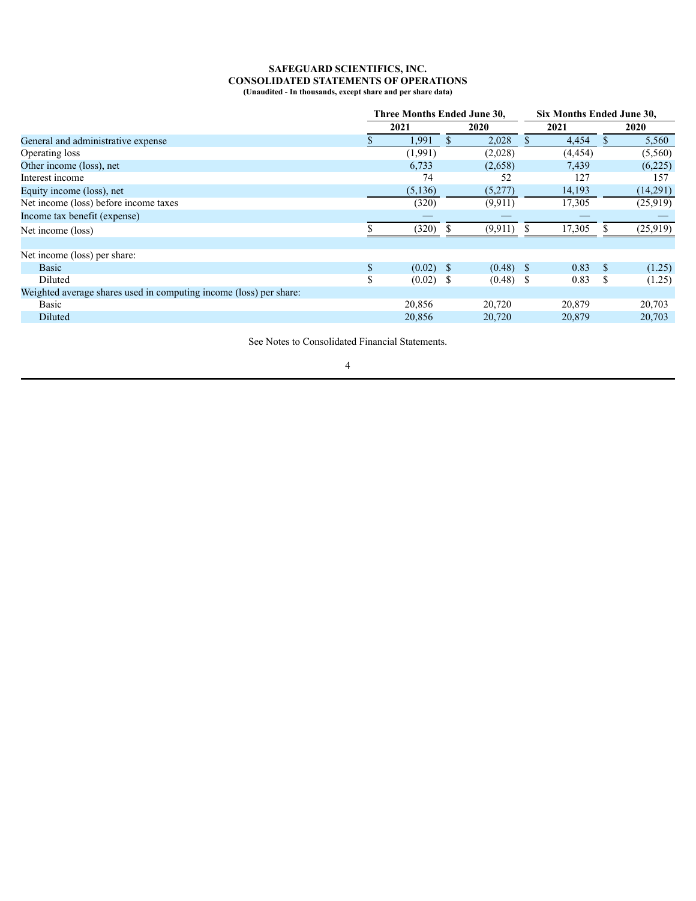**SAFEGUARD SCIENTIFICS, INC.**
**CONSOLIDATED STATEMENTS OF OPERATIONS**
**(Unaudited - In thousands, except share and per share data)**

| | Three Months Ended June 30, | | Six Months Ended June 30, | |
|---|---|---|---|---|
| | 2021 | 2020 | 2021 | 2020 |
| General and administrative expense | $ 1,991 | $ 2,028 | $ 4,454 | $ 5,560 |
| Operating loss | (1,991) | (2,028) | (4,454) | (5,560) |
| Other income (loss), net | 6,733 | (2,658) | 7,439 | (6,225) |
| Interest income | 74 | 52 | 127 | 157 |
| Equity income (loss), net | (5,136) | (5,277) | 14,193 | (14,291) |
| Net income (loss) before income taxes | (320) | (9,911) | 17,305 | (25,919) |
| Income tax benefit (expense) | — | — | — | — |
| Net income (loss) | $ (320) | $ (9,911) | $ 17,305 | $ (25,919) |
| | | | | |
| Net income (loss) per share: | | | | |
| Basic | $ (0.02) | $ (0.48) | $ 0.83 | $ (1.25) |
| Diluted | $ (0.02) | $ (0.48) | $ 0.83 | $ (1.25) |
| Weighted average shares used in computing income (loss) per share: | | | | |
| Basic | 20,856 | 20,720 | 20,879 | 20,703 |
| Diluted | 20,856 | 20,720 | 20,879 | 20,703 |

See Notes to Consolidated Financial Statements.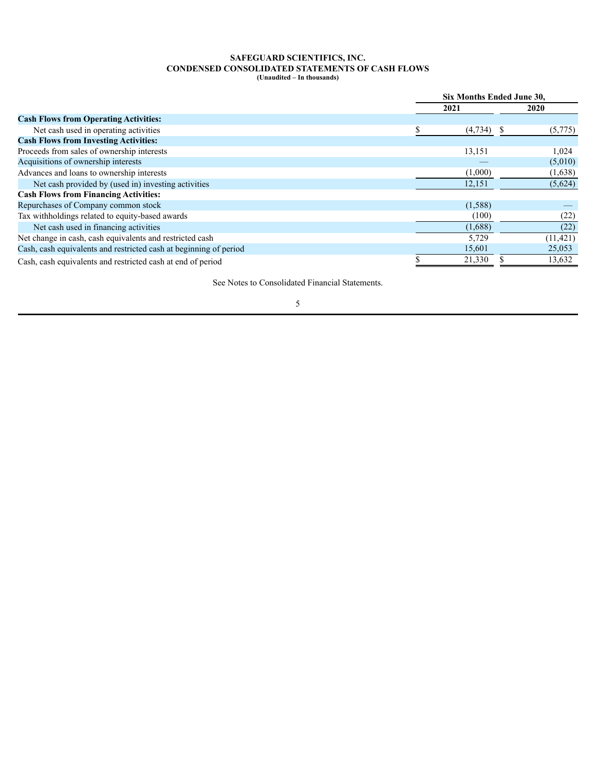# SAFEGUARD SCIENTIFICS, INC.
## CONDENSED CONSOLIDATED STATEMENTS OF CASH FLOWS
**(Unaudited – In thousands)**

| | Six Months Ended June 30, | |
|---|---|---|
| | 2021 | 2020 |
| **Cash Flows from Operating Activities:** | | |
| Net cash used in operating activities | $ (4,734) | $ (5,775) |
| **Cash Flows from Investing Activities:** | | |
| Proceeds from sales of ownership interests | 13,151 | 1,024 |
| Acquisitions of ownership interests | — | (5,010) |
| Advances and loans to ownership interests | (1,000) | (1,638) |
| Net cash provided by (used in) investing activities | 12,151 | (5,624) |
| **Cash Flows from Financing Activities:** | | |
| Repurchases of Company common stock | (1,588) | — |
| Tax withholdings related to equity-based awards | (100) | (22) |
| Net cash used in financing activities | (1,688) | (22) |
| Net change in cash, cash equivalents and restricted cash | 5,729 | (11,421) |
| Cash, cash equivalents and restricted cash at beginning of period | 15,601 | 25,053 |
| Cash, cash equivalents and restricted cash at end of period | $ 21,330 | $ 13,632 |

See Notes to Consolidated Financial Statements.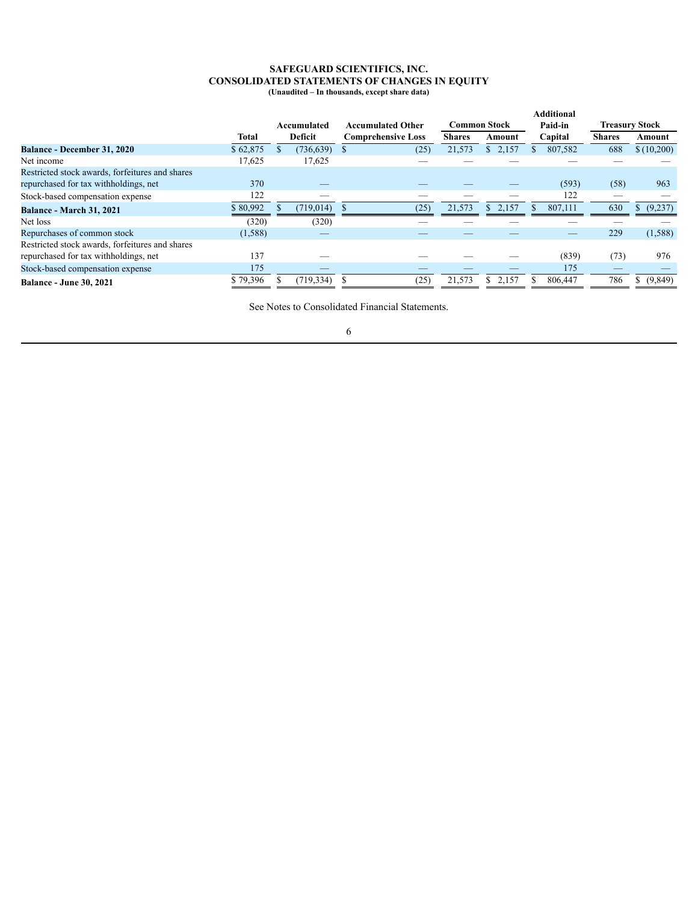**SAFEGUARD SCIENTIFICS, INC.**
**CONSOLIDATED STATEMENTS OF CHANGES IN EQUITY**
**(Unaudited – In thousands, except share data)**

| | Total | Accumulated Deficit | Accumulated Other Comprehensive Loss | Common Stock | | Additional Paid-in Capital | Treasury Stock | |
|---|---|---|---|---|---|---|---|---|
| | | | | Shares | Amount | | Shares | Amount |
| **Balance - December 31, 2020** | $ 62,875 | $ (736,639) | $ (25) | 21,573 | $ 2,157 | $ 807,582 | 688 | $ (10,200) |
| Net income | 17,625 | 17,625 | — | — | — | — | — | — |
| Restricted stock awards, forfeitures and shares repurchased for tax withholdings, net | 370 | — | — | — | — | (593) | (58) | 963 |
| Stock-based compensation expense | 122 | — | — | — | — | 122 | — | — |
| **Balance - March 31, 2021** | $ 80,992 | $ (719,014) | $ (25) | 21,573 | $ 2,157 | $ 807,111 | 630 | $ (9,237) |
| Net loss | (320) | (320) | — | — | — | — | — | — |
| Repurchases of common stock | (1,588) | — | — | — | — | — | 229 | (1,588) |
| Restricted stock awards, forfeitures and shares repurchased for tax withholdings, net | 137 | — | — | — | — | (839) | (73) | 976 |
| Stock-based compensation expense | 175 | — | — | — | — | 175 | — | — |
| **Balance - June 30, 2021** | $ 79,396 | $ (719,334) | $ (25) | 21,573 | $ 2,157 | $ 806,447 | 786 | $ (9,849) |

See Notes to Consolidated Financial Statements.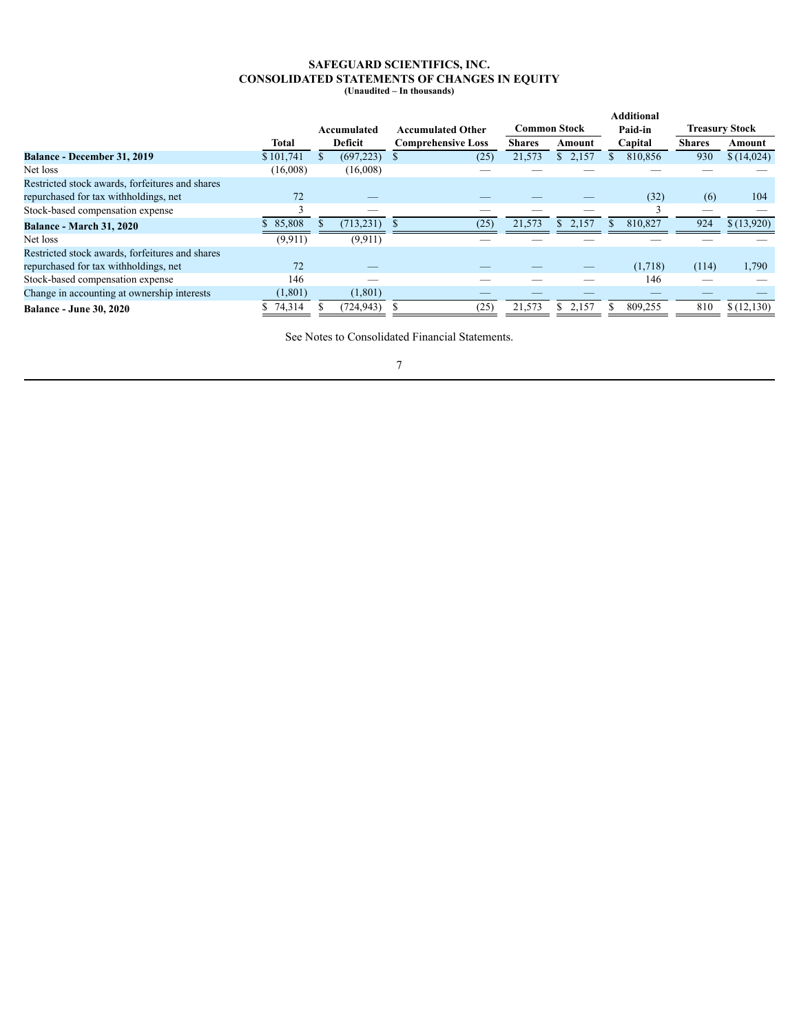# SAFEGUARD SCIENTIFICS, INC.
## CONSOLIDATED STATEMENTS OF CHANGES IN EQUITY
**(Unaudited – In thousands)**

| | Total | Accumulated Deficit | Accumulated Other Comprehensive Loss | Common Stock | | Additional Paid-in Capital | Treasury Stock | |
|---|---|---|---|---|---|---|---|---|
| | | | | Shares | Amount | | Shares | Amount |
| **Balance - December 31, 2019** | $ 101,741 | $ (697,223) | $ (25) | 21,573 | $ 2,157 | $ 810,856 | 930 | $ (14,024) |
| Net loss | (16,008) | (16,008) | — | — | — | — | — | — |
| Restricted stock awards, forfeitures and shares repurchased for tax withholdings, net | 72 | — | — | — | — | (32) | (6) | 104 |
| Stock-based compensation expense | 3 | — | — | — | — | 3 | — | — |
| **Balance - March 31, 2020** | $ 85,808 | $ (713,231) | $ (25) | 21,573 | $ 2,157 | $ 810,827 | 924 | $ (13,920) |
| Net loss | (9,911) | (9,911) | — | — | — | — | — | — |
| Restricted stock awards, forfeitures and shares repurchased for tax withholdings, net | 72 | — | — | — | — | (1,718) | (114) | 1,790 |
| Stock-based compensation expense | 146 | — | — | — | — | 146 | — | — |
| Change in accounting at ownership interests | (1,801) | (1,801) | — | — | — | — | — | — |
| **Balance - June 30, 2020** | $ 74,314 | $ (724,943) | $ (25) | 21,573 | $ 2,157 | $ 809,255 | 810 | $ (12,130) |

See Notes to Consolidated Financial Statements.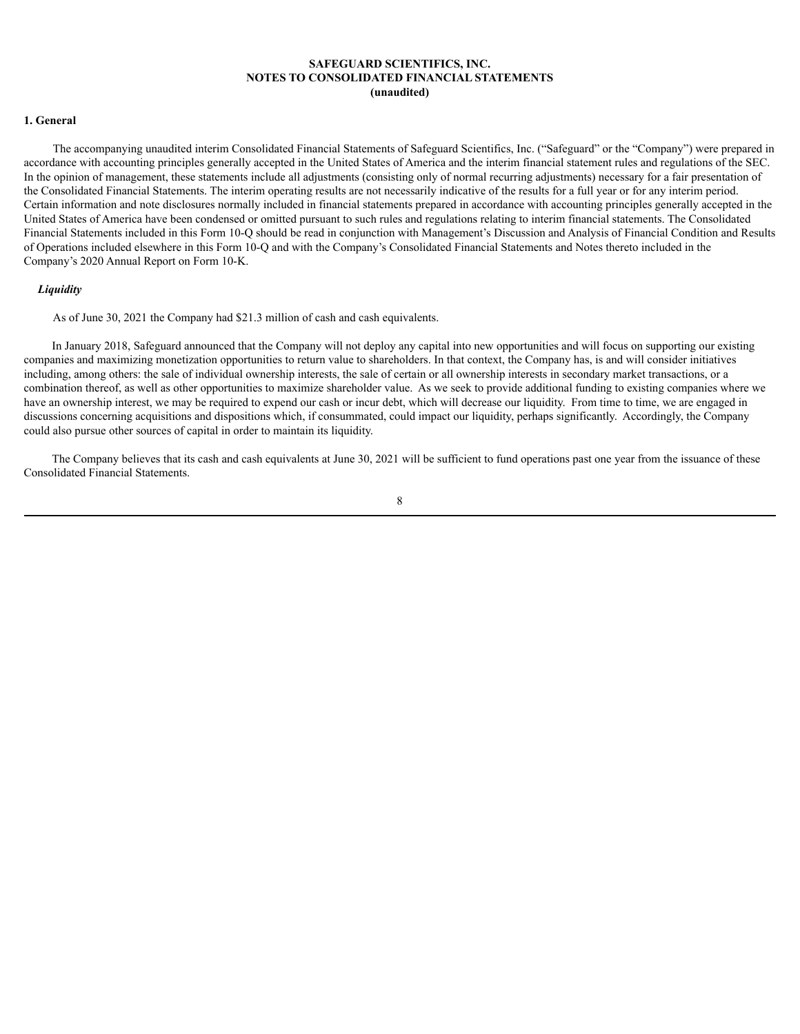**SAFEGUARD SCIENTIFICS, INC.**
**NOTES TO CONSOLIDATED FINANCIAL STATEMENTS**
**(unaudited)**

## 1. General

The accompanying unaudited interim Consolidated Financial Statements of Safeguard Scientifics, Inc. ("Safeguard" or the "Company") were prepared in accordance with accounting principles generally accepted in the United States of America and the interim financial statement rules and regulations of the SEC. In the opinion of management, these statements include all adjustments (consisting only of normal recurring adjustments) necessary for a fair presentation of the Consolidated Financial Statements. The interim operating results are not necessarily indicative of the results for a full year or for any interim period. Certain information and note disclosures normally included in financial statements prepared in accordance with accounting principles generally accepted in the United States of America have been condensed or omitted pursuant to such rules and regulations relating to interim financial statements. The Consolidated Financial Statements included in this Form 10-Q should be read in conjunction with Management's Discussion and Analysis of Financial Condition and Results of Operations included elsewhere in this Form 10-Q and with the Company's Consolidated Financial Statements and Notes thereto included in the Company's 2020 Annual Report on Form 10-K.

### *Liquidity*

As of June 30, 2021 the Company had $21.3 million of cash and cash equivalents.

In January 2018, Safeguard announced that the Company will not deploy any capital into new opportunities and will focus on supporting our existing companies and maximizing monetization opportunities to return value to shareholders. In that context, the Company has, is and will consider initiatives including, among others: the sale of individual ownership interests, the sale of certain or all ownership interests in secondary market transactions, or a combination thereof, as well as other opportunities to maximize shareholder value. As we seek to provide additional funding to existing companies where we have an ownership interest, we may be required to expend our cash or incur debt, which will decrease our liquidity. From time to time, we are engaged in discussions concerning acquisitions and dispositions which, if consummated, could impact our liquidity, perhaps significantly. Accordingly, the Company could also pursue other sources of capital in order to maintain its liquidity.

The Company believes that its cash and cash equivalents at June 30, 2021 will be sufficient to fund operations past one year from the issuance of these Consolidated Financial Statements.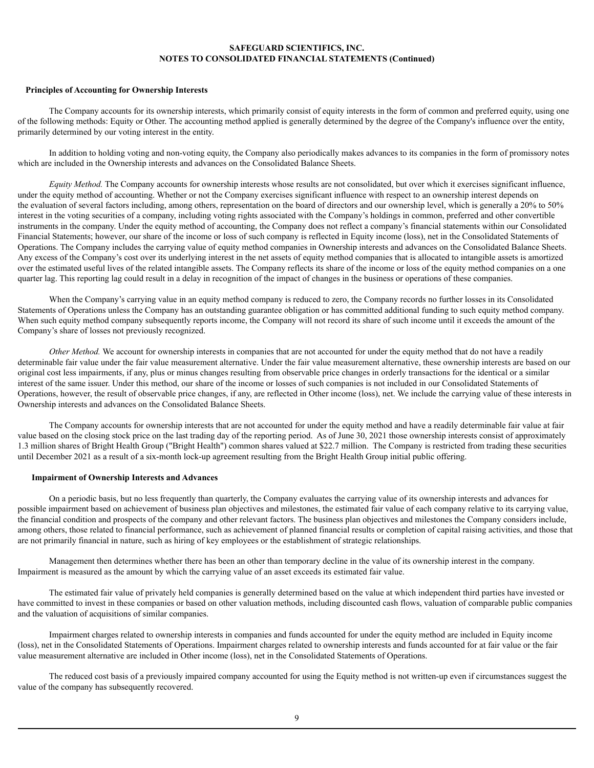**Principles of Accounting for Ownership Interests**

The Company accounts for its ownership interests, which primarily consist of equity interests in the form of common and preferred equity, using one of the following methods: Equity or Other. The accounting method applied is generally determined by the degree of the Company's influence over the entity, primarily determined by our voting interest in the entity.

In addition to holding voting and non-voting equity, the Company also periodically makes advances to its companies in the form of promissory notes which are included in the Ownership interests and advances on the Consolidated Balance Sheets.

*Equity Method.* The Company accounts for ownership interests whose results are not consolidated, but over which it exercises significant influence, under the equity method of accounting. Whether or not the Company exercises significant influence with respect to an ownership interest depends on the evaluation of several factors including, among others, representation on the board of directors and our ownership level, which is generally a 20% to 50% interest in the voting securities of a company, including voting rights associated with the Company's holdings in common, preferred and other convertible instruments in the company. Under the equity method of accounting, the Company does not reflect a company's financial statements within our Consolidated Financial Statements; however, our share of the income or loss of such company is reflected in Equity income (loss), net in the Consolidated Statements of Operations. The Company includes the carrying value of equity method companies in Ownership interests and advances on the Consolidated Balance Sheets. Any excess of the Company's cost over its underlying interest in the net assets of equity method companies that is allocated to intangible assets is amortized over the estimated useful lives of the related intangible assets. The Company reflects its share of the income or loss of the equity method companies on a one quarter lag. This reporting lag could result in a delay in recognition of the impact of changes in the business or operations of these companies.

When the Company's carrying value in an equity method company is reduced to zero, the Company records no further losses in its Consolidated Statements of Operations unless the Company has an outstanding guarantee obligation or has committed additional funding to such equity method company. When such equity method company subsequently reports income, the Company will not record its share of such income until it exceeds the amount of the Company's share of losses not previously recognized.

*Other Method.* We account for ownership interests in companies that are not accounted for under the equity method that do not have a readily determinable fair value under the fair value measurement alternative. Under the fair value measurement alternative, these ownership interests are based on our original cost less impairments, if any, plus or minus changes resulting from observable price changes in orderly transactions for the identical or a similar interest of the same issuer. Under this method, our share of the income or losses of such companies is not included in our Consolidated Statements of Operations, however, the result of observable price changes, if any, are reflected in Other income (loss), net. We include the carrying value of these interests in Ownership interests and advances on the Consolidated Balance Sheets.

The Company accounts for ownership interests that are not accounted for under the equity method and have a readily determinable fair value at fair value based on the closing stock price on the last trading day of the reporting period. As of June 30, 2021 those ownership interests consist of approximately 1.3 million shares of Bright Health Group ("Bright Health") common shares valued at $22.7 million. The Company is restricted from trading these securities until December 2021 as a result of a six-month lock-up agreement resulting from the Bright Health Group initial public offering.

**Impairment of Ownership Interests and Advances**

On a periodic basis, but no less frequently than quarterly, the Company evaluates the carrying value of its ownership interests and advances for possible impairment based on achievement of business plan objectives and milestones, the estimated fair value of each company relative to its carrying value, the financial condition and prospects of the company and other relevant factors. The business plan objectives and milestones the Company considers include, among others, those related to financial performance, such as achievement of planned financial results or completion of capital raising activities, and those that are not primarily financial in nature, such as hiring of key employees or the establishment of strategic relationships.

Management then determines whether there has been an other than temporary decline in the value of its ownership interest in the company. Impairment is measured as the amount by which the carrying value of an asset exceeds its estimated fair value.

The estimated fair value of privately held companies is generally determined based on the value at which independent third parties have invested or have committed to invest in these companies or based on other valuation methods, including discounted cash flows, valuation of comparable public companies and the valuation of acquisitions of similar companies.

Impairment charges related to ownership interests in companies and funds accounted for under the equity method are included in Equity income (loss), net in the Consolidated Statements of Operations. Impairment charges related to ownership interests and funds accounted for at fair value or the fair value measurement alternative are included in Other income (loss), net in the Consolidated Statements of Operations.

The reduced cost basis of a previously impaired company accounted for using the Equity method is not written-up even if circumstances suggest the value of the company has subsequently recovered.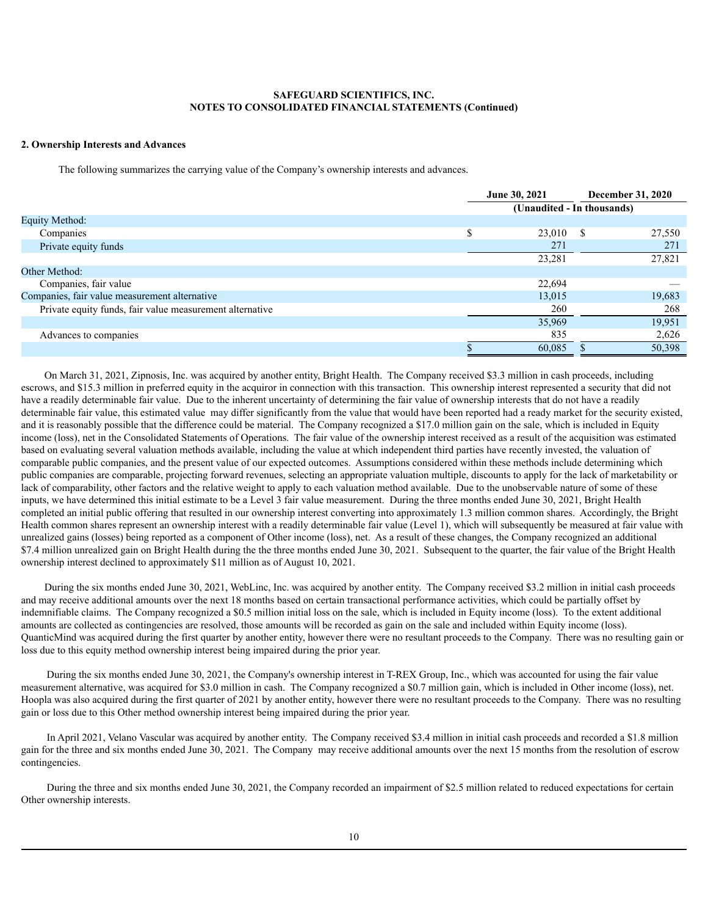**SAFEGUARD SCIENTIFICS, INC.**
**NOTES TO CONSOLIDATED FINANCIAL STATEMENTS (Continued)**

**2. Ownership Interests and Advances**

The following summarizes the carrying value of the Company's ownership interests and advances.

| | June 30, 2021 | December 31, 2020 |
|---|---|---|
| | (Unaudited - In thousands) | |
| Equity Method: | | |
| Companies | $ 23,010 | $ 27,550 |
| Private equity funds | 271 | 271 |
| | 23,281 | 27,821 |
| Other Method: | | |
| Companies, fair value | 22,694 | — |
| Companies, fair value measurement alternative | 13,015 | 19,683 |
| Private equity funds, fair value measurement alternative | 260 | 268 |
| | 35,969 | 19,951 |
| Advances to companies | 835 | 2,626 |
| | $ 60,085 | $ 50,398 |

On March 31, 2021, Zipnosis, Inc. was acquired by another entity, Bright Health. The Company received $3.3 million in cash proceeds, including escrows, and $15.3 million in preferred equity in the acquiror in connection with this transaction. This ownership interest represented a security that did not have a readily determinable fair value. Due to the inherent uncertainty of determining the fair value of ownership interests that do not have a readily determinable fair value, this estimated value may differ significantly from the value that would have been reported had a ready market for the security existed, and it is reasonably possible that the difference could be material. The Company recognized a $17.0 million gain on the sale, which is included in Equity income (loss), net in the Consolidated Statements of Operations. The fair value of the ownership interest received as a result of the acquisition was estimated based on evaluating several valuation methods available, including the value at which independent third parties have recently invested, the valuation of comparable public companies, and the present value of our expected outcomes. Assumptions considered within these methods include determining which public companies are comparable, projecting forward revenues, selecting an appropriate valuation multiple, discounts to apply for the lack of marketability or lack of comparability, other factors and the relative weight to apply to each valuation method available. Due to the unobservable nature of some of these inputs, we have determined this initial estimate to be a Level 3 fair value measurement. During the three months ended June 30, 2021, Bright Health completed an initial public offering that resulted in our ownership interest converting into approximately 1.3 million common shares. Accordingly, the Bright Health common shares represent an ownership interest with a readily determinable fair value (Level 1), which will subsequently be measured at fair value with unrealized gains (losses) being reported as a component of Other income (loss), net. As a result of these changes, the Company recognized an additional $7.4 million unrealized gain on Bright Health during the the three months ended June 30, 2021. Subsequent to the quarter, the fair value of the Bright Health ownership interest declined to approximately $11 million as of August 10, 2021.

During the six months ended June 30, 2021, WebLinc, Inc. was acquired by another entity. The Company received $3.2 million in initial cash proceeds and may receive additional amounts over the next 18 months based on certain transactional performance activities, which could be partially offset by indemnifiable claims. The Company recognized a $0.5 million initial loss on the sale, which is included in Equity income (loss). To the extent additional amounts are collected as contingencies are resolved, those amounts will be recorded as gain on the sale and included within Equity income (loss). QuanticMind was acquired during the first quarter by another entity, however there were no resultant proceeds to the Company. There was no resulting gain or loss due to this equity method ownership interest being impaired during the prior year.

During the six months ended June 30, 2021, the Company's ownership interest in T-REX Group, Inc., which was accounted for using the fair value measurement alternative, was acquired for $3.0 million in cash. The Company recognized a $0.7 million gain, which is included in Other income (loss), net. Hoopla was also acquired during the first quarter of 2021 by another entity, however there were no resultant proceeds to the Company. There was no resulting gain or loss due to this Other method ownership interest being impaired during the prior year.

In April 2021, Velano Vascular was acquired by another entity. The Company received $3.4 million in initial cash proceeds and recorded a $1.8 million gain for the three and six months ended June 30, 2021. The Company may receive additional amounts over the next 15 months from the resolution of escrow contingencies.

During the three and six months ended June 30, 2021, the Company recorded an impairment of $2.5 million related to reduced expectations for certain Other ownership interests.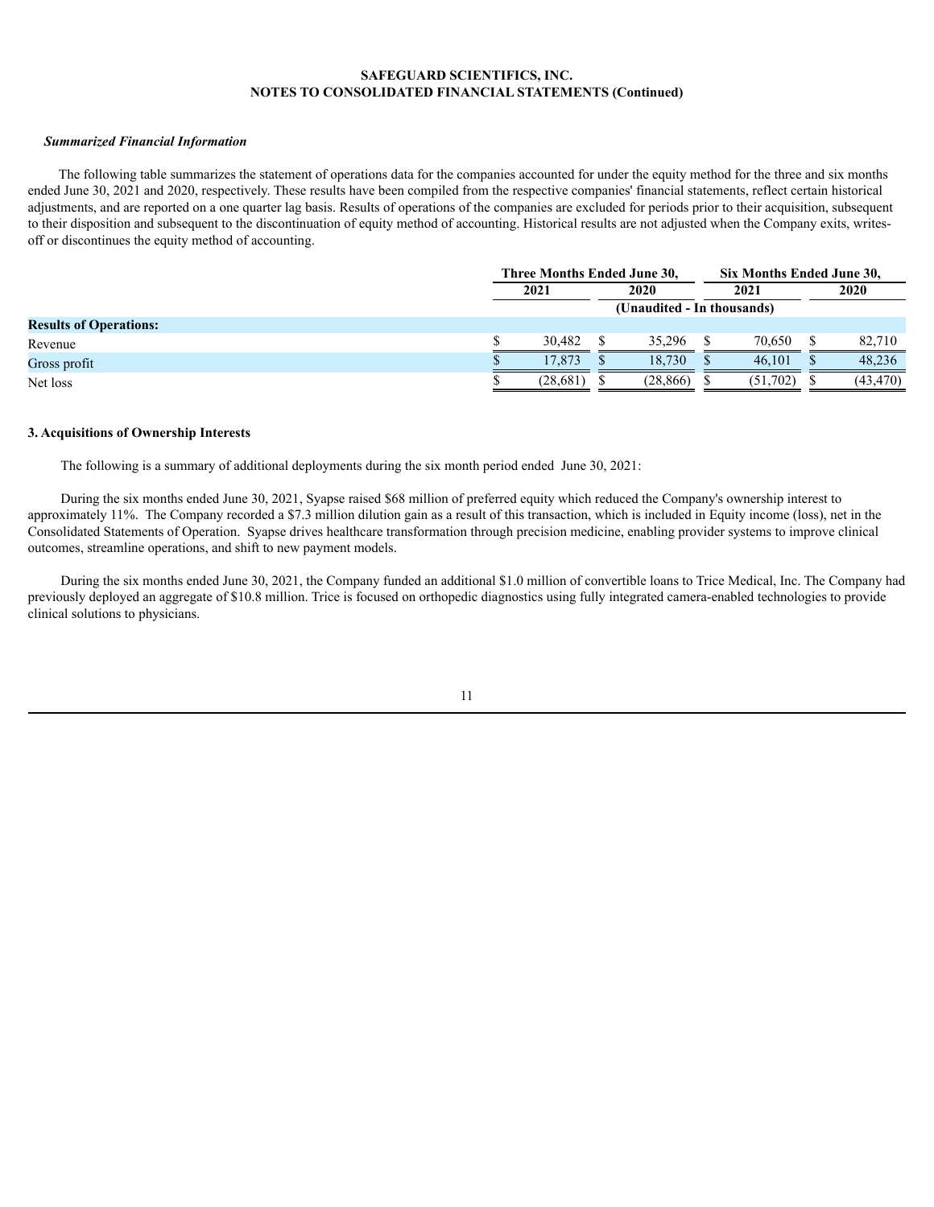### *Summarized Financial Information*

The following table summarizes the statement of operations data for the companies accounted for under the equity method for the three and six months ended June 30, 2021 and 2020, respectively. These results have been compiled from the respective companies' financial statements, reflect certain historical adjustments, and are reported on a one quarter lag basis. Results of operations of the companies are excluded for periods prior to their acquisition, subsequent to their disposition and subsequent to the discontinuation of equity method of accounting. Historical results are not adjusted when the Company exits, writes-off or discontinues the equity method of accounting.

| | Three Months Ended June 30, | | Six Months Ended June 30, | |
|---|---|---|---|---|
| | 2021 | 2020 | 2021 | 2020 |
| | (Unaudited - In thousands) | | | |
| **Results of Operations:** | | | | |
| Revenue | $ 30,482 | $ 35,296 | $ 70,650 | $ 82,710 |
| Gross profit | $ 17,873 | $ 18,730 | $ 46,101 | $ 48,236 |
| Net loss | $ (28,681) | $ (28,866) | $ (51,702) | $ (43,470) |

### 3. Acquisitions of Ownership Interests

The following is a summary of additional deployments during the six month period ended June 30, 2021:

During the six months ended June 30, 2021, Syapse raised $68 million of preferred equity which reduced the Company's ownership interest to approximately 11%. The Company recorded a $7.3 million dilution gain as a result of this transaction, which is included in Equity income (loss), net in the Consolidated Statements of Operation. Syapse drives healthcare transformation through precision medicine, enabling provider systems to improve clinical outcomes, streamline operations, and shift to new payment models.

During the six months ended June 30, 2021, the Company funded an additional $1.0 million of convertible loans to Trice Medical, Inc. The Company had previously deployed an aggregate of $10.8 million. Trice is focused on orthopedic diagnostics using fully integrated camera-enabled technologies to provide clinical solutions to physicians.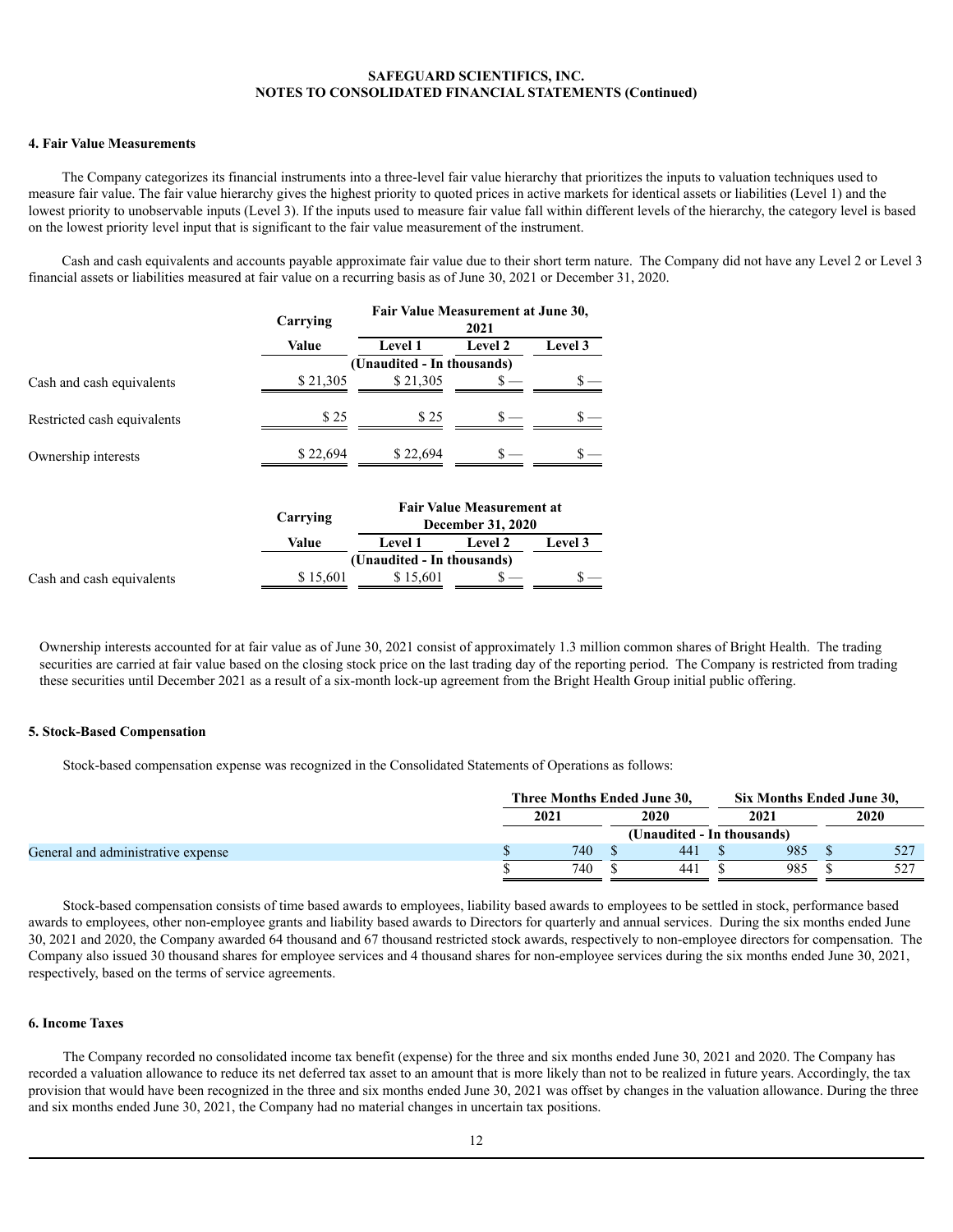## 4. Fair Value Measurements

The Company categorizes its financial instruments into a three-level fair value hierarchy that prioritizes the inputs to valuation techniques used to measure fair value. The fair value hierarchy gives the highest priority to quoted prices in active markets for identical assets or liabilities (Level 1) and the lowest priority to unobservable inputs (Level 3). If the inputs used to measure fair value fall within different levels of the hierarchy, the category level is based on the lowest priority level input that is significant to the fair value measurement of the instrument.

Cash and cash equivalents and accounts payable approximate fair value due to their short term nature. The Company did not have any Level 2 or Level 3 financial assets or liabilities measured at fair value on a recurring basis as of June 30, 2021 or December 31, 2020.

| | Carrying | Fair Value Measurement at June 30, 2021 | | |
|---|---|---|---|---|
| | Value | Level 1 | Level 2 | Level 3 |
| | (Unaudited - In thousands) | | | |
| Cash and cash equivalents | $ 21,305 | $ 21,305 | $ — | $ — |
| Restricted cash equivalents | $ 25 | $ 25 | $ — | $ — |
| Ownership interests | $ 22,694 | $ 22,694 | $ — | $ — |

| | Carrying | Fair Value Measurement at December 31, 2020 | | |
|---|---|---|---|---|
| | Value | Level 1 | Level 2 | Level 3 |
| | (Unaudited - In thousands) | | | |
| Cash and cash equivalents | $ 15,601 | $ 15,601 | $ — | $ — |

Ownership interests accounted for at fair value as of June 30, 2021 consist of approximately 1.3 million common shares of Bright Health. The trading securities are carried at fair value based on the closing stock price on the last trading day of the reporting period. The Company is restricted from trading these securities until December 2021 as a result of a six-month lock-up agreement from the Bright Health Group initial public offering.

## 5. Stock-Based Compensation

Stock-based compensation expense was recognized in the Consolidated Statements of Operations as follows:

| | Three Months Ended June 30, | | Six Months Ended June 30, | |
|---|---|---|---|---|
| | 2021 | 2020 | 2021 | 2020 |
| | (Unaudited - In thousands) | | | |
| General and administrative expense | $ 740 | $ 441 | $ 985 | $ 527 |
| | $ 740 | $ 441 | $ 985 | $ 527 |

Stock-based compensation consists of time based awards to employees, liability based awards to employees to be settled in stock, performance based awards to employees, other non-employee grants and liability based awards to Directors for quarterly and annual services. During the six months ended June 30, 2021 and 2020, the Company awarded 64 thousand and 67 thousand restricted stock awards, respectively to non-employee directors for compensation. The Company also issued 30 thousand shares for employee services and 4 thousand shares for non-employee services during the six months ended June 30, 2021, respectively, based on the terms of service agreements.

## 6. Income Taxes

The Company recorded no consolidated income tax benefit (expense) for the three and six months ended June 30, 2021 and 2020. The Company has recorded a valuation allowance to reduce its net deferred tax asset to an amount that is more likely than not to be realized in future years. Accordingly, the tax provision that would have been recognized in the three and six months ended June 30, 2021 was offset by changes in the valuation allowance. During the three and six months ended June 30, 2021, the Company had no material changes in uncertain tax positions.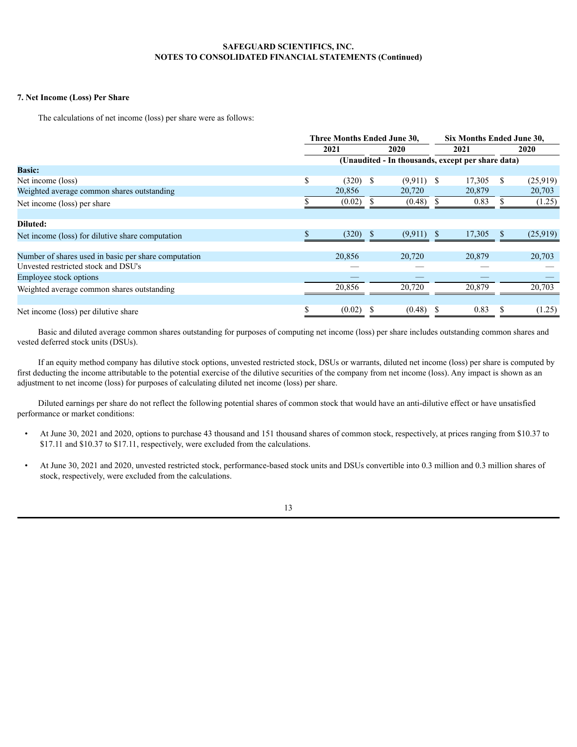SAFEGUARD SCIENTIFICS, INC.
NOTES TO CONSOLIDATED FINANCIAL STATEMENTS (Continued)

### 7. Net Income (Loss) Per Share

The calculations of net income (loss) per share were as follows:

| | Three Months Ended June 30, | | Six Months Ended June 30, | |
|---|---|---|---|---|
| | 2021 | 2020 | 2021 | 2020 |
| | (Unaudited - In thousands, except per share data) | | | |
| **Basic:** | | | | |
| Net income (loss) | $ (320) | $ (9,911) | $ 17,305 | $ (25,919) |
| Weighted average common shares outstanding | 20,856 | 20,720 | 20,879 | 20,703 |
| Net income (loss) per share | $ (0.02) | $ (0.48) | $ 0.83 | $ (1.25) |
| **Diluted:** | | | | |
| Net income (loss) for dilutive share computation | $ (320) | $ (9,911) | $ 17,305 | $ (25,919) |
| Number of shares used in basic per share computation | 20,856 | 20,720 | 20,879 | 20,703 |
| Unvested restricted stock and DSU's | — | — | — | — |
| Employee stock options | — | — | — | — |
| Weighted average common shares outstanding | 20,856 | 20,720 | 20,879 | 20,703 |
| Net income (loss) per dilutive share | $ (0.02) | $ (0.48) | $ 0.83 | $ (1.25) |

Basic and diluted average common shares outstanding for purposes of computing net income (loss) per share includes outstanding common shares and vested deferred stock units (DSUs).

If an equity method company has dilutive stock options, unvested restricted stock, DSUs or warrants, diluted net income (loss) per share is computed by first deducting the income attributable to the potential exercise of the dilutive securities of the company from net income (loss). Any impact is shown as an adjustment to net income (loss) for purposes of calculating diluted net income (loss) per share.

Diluted earnings per share do not reflect the following potential shares of common stock that would have an anti-dilutive effect or have unsatisfied performance or market conditions:

- At June 30, 2021 and 2020, options to purchase 43 thousand and 151 thousand shares of common stock, respectively, at prices ranging from $10.37 to $17.11 and $10.37 to $17.11, respectively, were excluded from the calculations.
- At June 30, 2021 and 2020, unvested restricted stock, performance-based stock units and DSUs convertible into 0.3 million and 0.3 million shares of stock, respectively, were excluded from the calculations.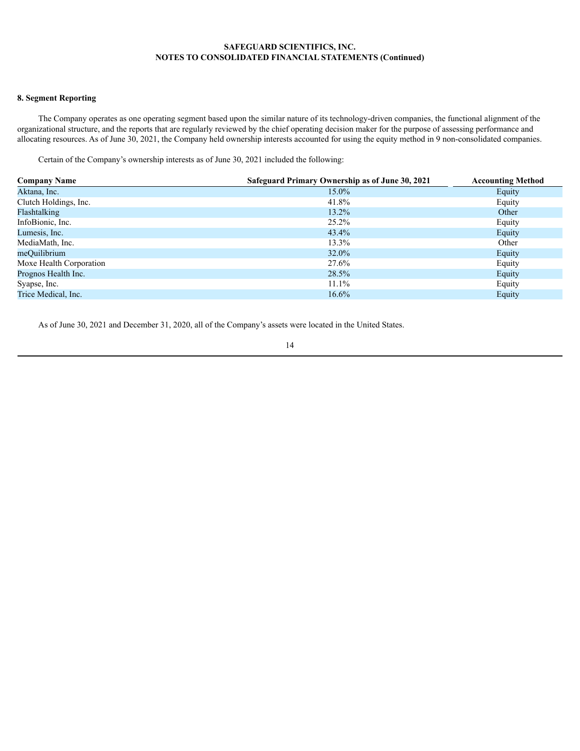## 8. Segment Reporting

The Company operates as one operating segment based upon the similar nature of its technology-driven companies, the functional alignment of the organizational structure, and the reports that are regularly reviewed by the chief operating decision maker for the purpose of assessing performance and allocating resources. As of June 30, 2021, the Company held ownership interests accounted for using the equity method in 9 non-consolidated companies.

Certain of the Company's ownership interests as of June 30, 2021 included the following:

| Company Name | Safeguard Primary Ownership as of June 30, 2021 | Accounting Method |
|---|---|---|
| Aktana, Inc. | 15.0% | Equity |
| Clutch Holdings, Inc. | 41.8% | Equity |
| Flashtalking | 13.2% | Other |
| InfoBionic, Inc. | 25.2% | Equity |
| Lumesis, Inc. | 43.4% | Equity |
| MediaMath, Inc. | 13.3% | Other |
| meQuilibrium | 32.0% | Equity |
| Moxe Health Corporation | 27.6% | Equity |
| Prognos Health Inc. | 28.5% | Equity |
| Syapse, Inc. | 11.1% | Equity |
| Trice Medical, Inc. | 16.6% | Equity |

As of June 30, 2021 and December 31, 2020, all of the Company's assets were located in the United States.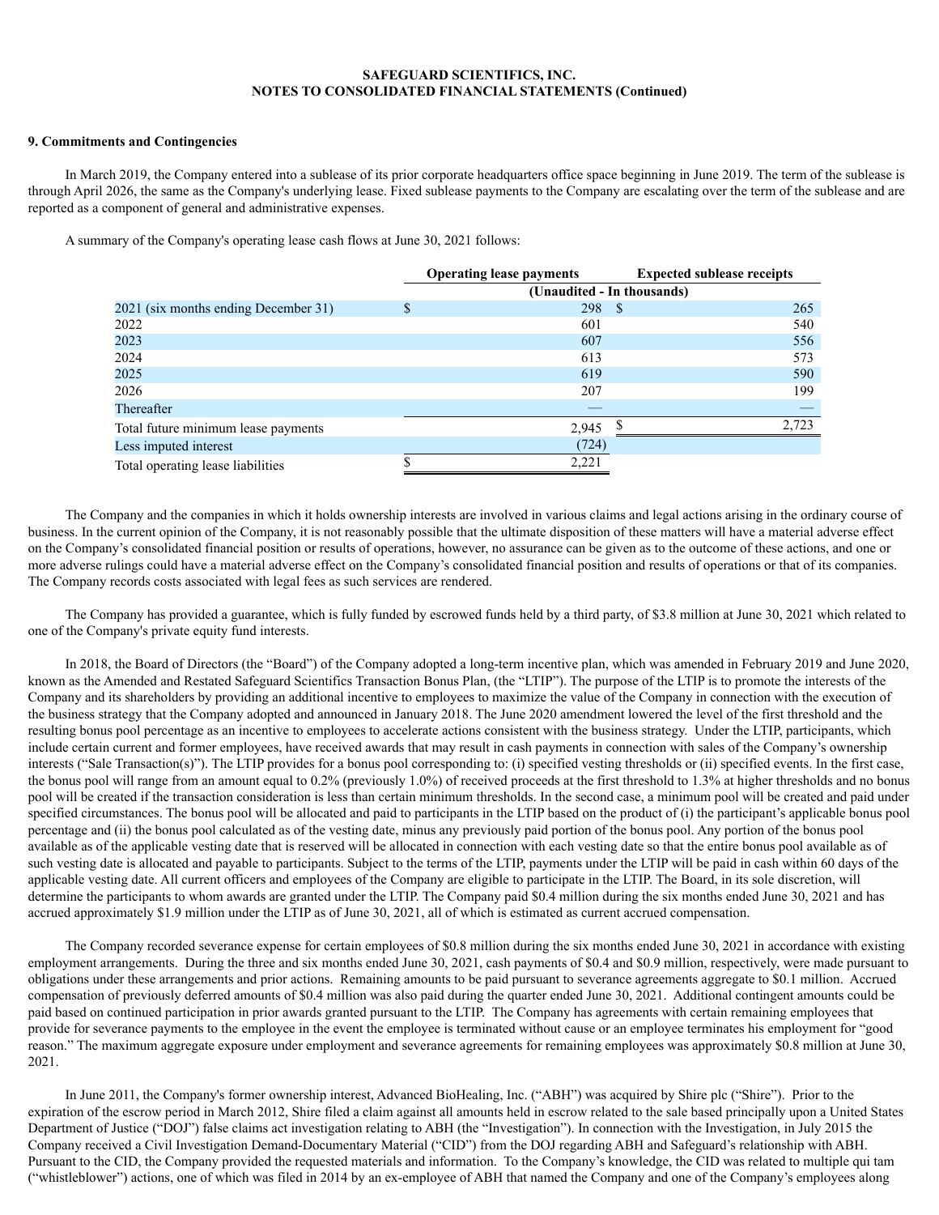**SAFEGUARD SCIENTIFICS, INC.**
**NOTES TO CONSOLIDATED FINANCIAL STATEMENTS (Continued)**

**9. Commitments and Contingencies**

In March 2019, the Company entered into a sublease of its prior corporate headquarters office space beginning in June 2019. The term of the sublease is through April 2026, the same as the Company's underlying lease. Fixed sublease payments to the Company are escalating over the term of the sublease and are reported as a component of general and administrative expenses.

A summary of the Company's operating lease cash flows at June 30, 2021 follows:

| | Operating lease payments | Expected sublease receipts |
|---|---|---|
| | (Unaudited - In thousands) | |
| 2021 (six months ending December 31) | $ 298 | $ 265 |
| 2022 | 601 | 540 |
| 2023 | 607 | 556 |
| 2024 | 613 | 573 |
| 2025 | 619 | 590 |
| 2026 | 207 | 199 |
| Thereafter | — | — |
| Total future minimum lease payments | 2,945 | $ 2,723 |
| Less imputed interest | (724) | |
| Total operating lease liabilities | $ 2,221 | |

The Company and the companies in which it holds ownership interests are involved in various claims and legal actions arising in the ordinary course of business. In the current opinion of the Company, it is not reasonably possible that the ultimate disposition of these matters will have a material adverse effect on the Company's consolidated financial position or results of operations, however, no assurance can be given as to the outcome of these actions, and one or more adverse rulings could have a material adverse effect on the Company's consolidated financial position and results of operations or that of its companies. The Company records costs associated with legal fees as such services are rendered.

The Company has provided a guarantee, which is fully funded by escrowed funds held by a third party, of $3.8 million at June 30, 2021 which related to one of the Company's private equity fund interests.

In 2018, the Board of Directors (the "Board") of the Company adopted a long-term incentive plan, which was amended in February 2019 and June 2020, known as the Amended and Restated Safeguard Scientifics Transaction Bonus Plan, (the "LTIP"). The purpose of the LTIP is to promote the interests of the Company and its shareholders by providing an additional incentive to employees to maximize the value of the Company in connection with the execution of the business strategy that the Company adopted and announced in January 2018. The June 2020 amendment lowered the level of the first threshold and the resulting bonus pool percentage as an incentive to employees to accelerate actions consistent with the business strategy. Under the LTIP, participants, which include certain current and former employees, have received awards that may result in cash payments in connection with sales of the Company's ownership interests ("Sale Transaction(s)"). The LTIP provides for a bonus pool corresponding to: (i) specified vesting thresholds or (ii) specified events. In the first case, the bonus pool will range from an amount equal to 0.2% (previously 1.0%) of received proceeds at the first threshold to 1.3% at higher thresholds and no bonus pool will be created if the transaction consideration is less than certain minimum thresholds. In the second case, a minimum pool will be created and paid under specified circumstances. The bonus pool will be allocated and paid to participants in the LTIP based on the product of (i) the participant's applicable bonus pool percentage and (ii) the bonus pool calculated as of the vesting date, minus any previously paid portion of the bonus pool. Any portion of the bonus pool available as of the applicable vesting date that is reserved will be allocated in connection with each vesting date so that the entire bonus pool available as of such vesting date is allocated and payable to participants. Subject to the terms of the LTIP, payments under the LTIP will be paid in cash within 60 days of the applicable vesting date. All current officers and employees of the Company are eligible to participate in the LTIP. The Board, in its sole discretion, will determine the participants to whom awards are granted under the LTIP. The Company paid $0.4 million during the six months ended June 30, 2021 and has accrued approximately $1.9 million under the LTIP as of June 30, 2021, all of which is estimated as current accrued compensation.

The Company recorded severance expense for certain employees of $0.8 million during the six months ended June 30, 2021 in accordance with existing employment arrangements. During the three and six months ended June 30, 2021, cash payments of $0.4 and $0.9 million, respectively, were made pursuant to obligations under these arrangements and prior actions. Remaining amounts to be paid pursuant to severance agreements aggregate to $0.1 million. Accrued compensation of previously deferred amounts of $0.4 million was also paid during the quarter ended June 30, 2021. Additional contingent amounts could be paid based on continued participation in prior awards granted pursuant to the LTIP. The Company has agreements with certain remaining employees that provide for severance payments to the employee in the event the employee is terminated without cause or an employee terminates his employment for "good reason." The maximum aggregate exposure under employment and severance agreements for remaining employees was approximately $0.8 million at June 30, 2021.

In June 2011, the Company's former ownership interest, Advanced BioHealing, Inc. ("ABH") was acquired by Shire plc ("Shire"). Prior to the expiration of the escrow period in March 2012, Shire filed a claim against all amounts held in escrow related to the sale based principally upon a United States Department of Justice ("DOJ") false claims act investigation relating to ABH (the "Investigation"). In connection with the Investigation, in July 2015 the Company received a Civil Investigation Demand-Documentary Material ("CID") from the DOJ regarding ABH and Safeguard's relationship with ABH. Pursuant to the CID, the Company provided the requested materials and information. To the Company's knowledge, the CID was related to multiple qui tam ("whistleblower") actions, one of which was filed in 2014 by an ex-employee of ABH that named the Company and one of the Company's employees along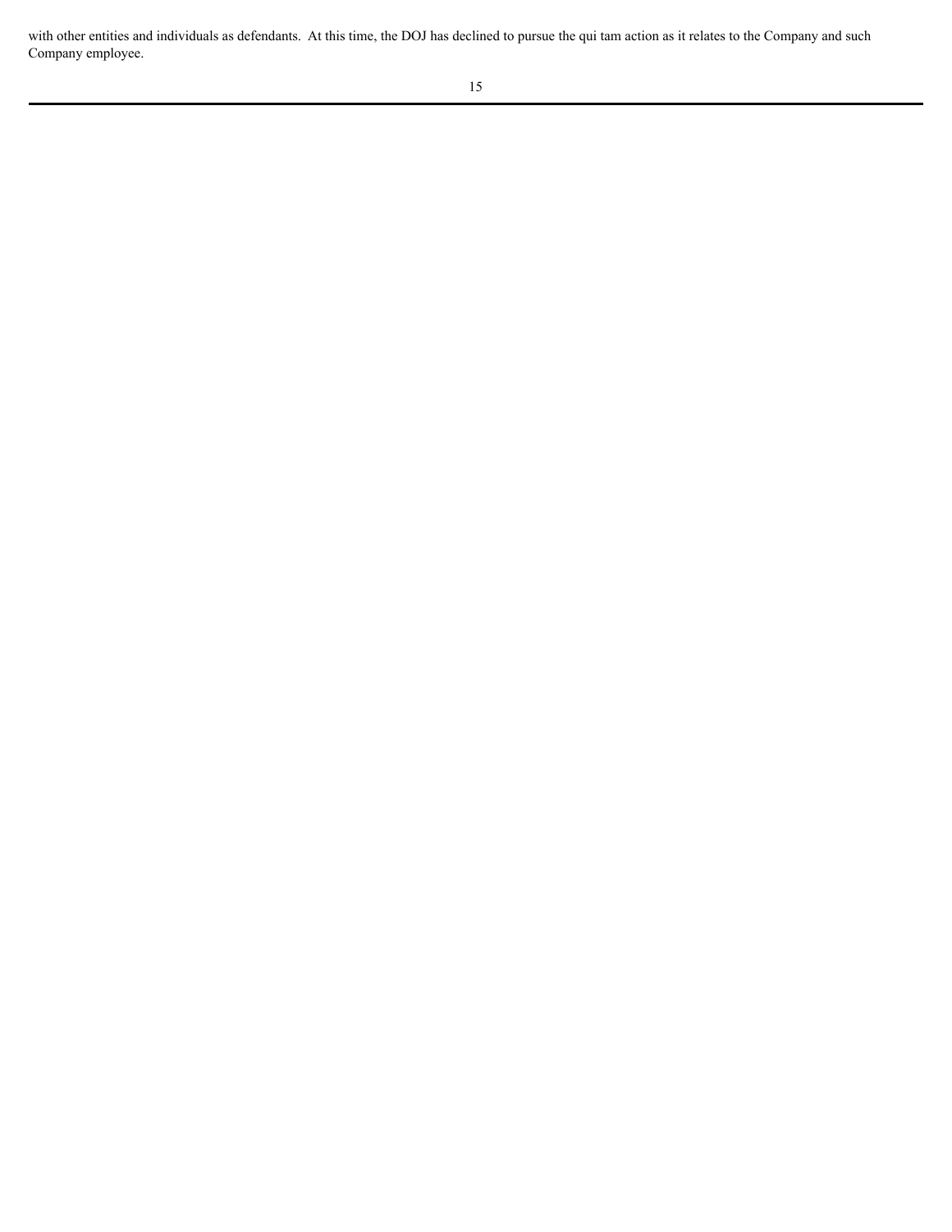with other entities and individuals as defendants. At this time, the DOJ has declined to pursue the qui tam action as it relates to the Company and such Company employee.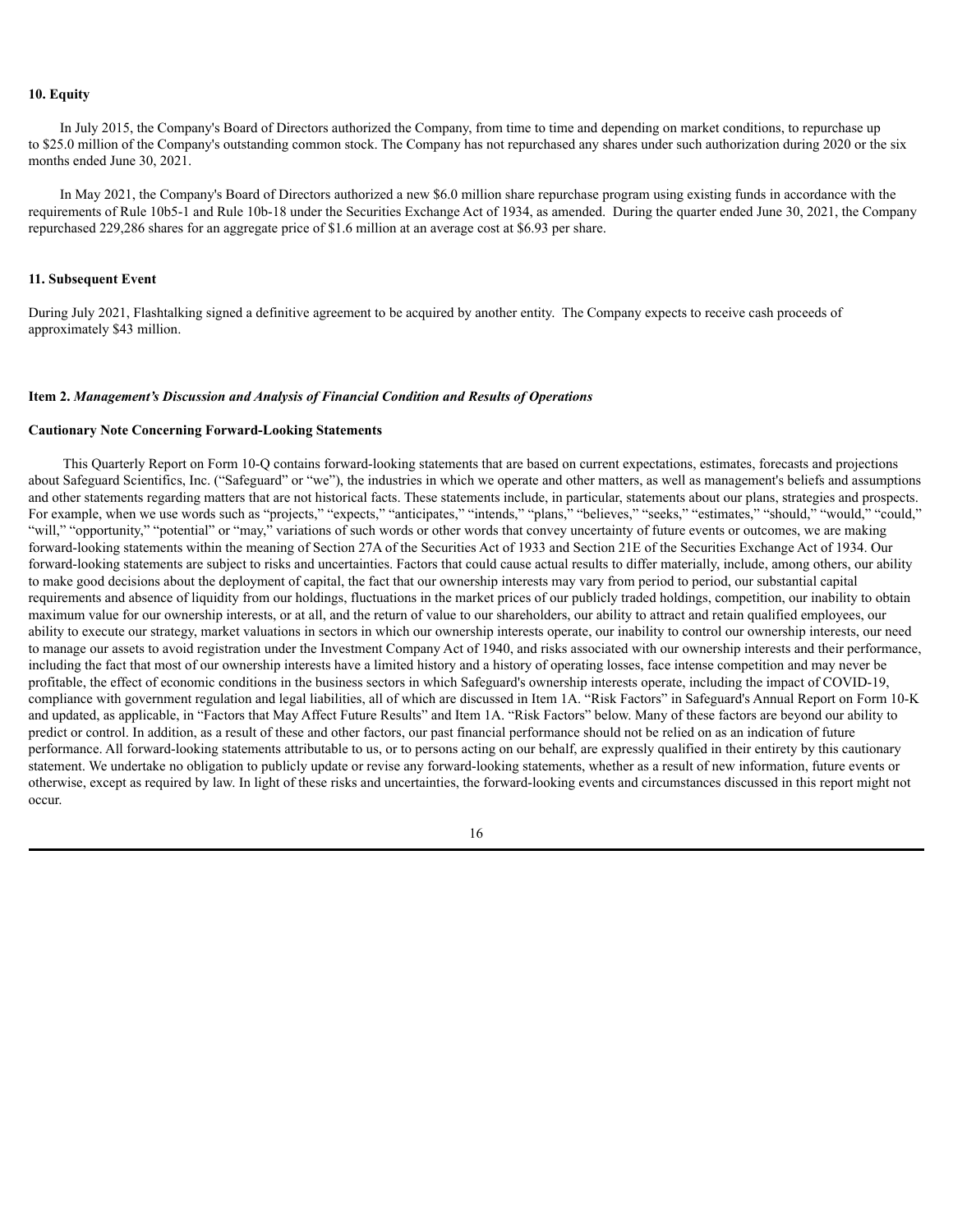**10. Equity**

In July 2015, the Company's Board of Directors authorized the Company, from time to time and depending on market conditions, to repurchase up to $25.0 million of the Company's outstanding common stock. The Company has not repurchased any shares under such authorization during 2020 or the six months ended June 30, 2021.

In May 2021, the Company's Board of Directors authorized a new $6.0 million share repurchase program using existing funds in accordance with the requirements of Rule 10b5-1 and Rule 10b-18 under the Securities Exchange Act of 1934, as amended. During the quarter ended June 30, 2021, the Company repurchased 229,286 shares for an aggregate price of $1.6 million at an average cost at $6.93 per share.

**11. Subsequent Event**

During July 2021, Flashtalking signed a definitive agreement to be acquired by another entity. The Company expects to receive cash proceeds of approximately $43 million.

**Item 2.** ***Management's Discussion and Analysis of Financial Condition and Results of Operations***

**Cautionary Note Concerning Forward-Looking Statements**

This Quarterly Report on Form 10-Q contains forward-looking statements that are based on current expectations, estimates, forecasts and projections about Safeguard Scientifics, Inc. ("Safeguard" or "we"), the industries in which we operate and other matters, as well as management's beliefs and assumptions and other statements regarding matters that are not historical facts. These statements include, in particular, statements about our plans, strategies and prospects. For example, when we use words such as "projects," "expects," "anticipates," "intends," "plans," "believes," "seeks," "estimates," "should," "would," "could," "will," "opportunity," "potential" or "may," variations of such words or other words that convey uncertainty of future events or outcomes, we are making forward-looking statements within the meaning of Section 27A of the Securities Act of 1933 and Section 21E of the Securities Exchange Act of 1934. Our forward-looking statements are subject to risks and uncertainties. Factors that could cause actual results to differ materially, include, among others, our ability to make good decisions about the deployment of capital, the fact that our ownership interests may vary from period to period, our substantial capital requirements and absence of liquidity from our holdings, fluctuations in the market prices of our publicly traded holdings, competition, our inability to obtain maximum value for our ownership interests, or at all, and the return of value to our shareholders, our ability to attract and retain qualified employees, our ability to execute our strategy, market valuations in sectors in which our ownership interests operate, our inability to control our ownership interests, our need to manage our assets to avoid registration under the Investment Company Act of 1940, and risks associated with our ownership interests and their performance, including the fact that most of our ownership interests have a limited history and a history of operating losses, face intense competition and may never be profitable, the effect of economic conditions in the business sectors in which Safeguard's ownership interests operate, including the impact of COVID-19, compliance with government regulation and legal liabilities, all of which are discussed in Item 1A. "Risk Factors" in Safeguard's Annual Report on Form 10-K and updated, as applicable, in "Factors that May Affect Future Results" and Item 1A. "Risk Factors" below. Many of these factors are beyond our ability to predict or control. In addition, as a result of these and other factors, our past financial performance should not be relied on as an indication of future performance. All forward-looking statements attributable to us, or to persons acting on our behalf, are expressly qualified in their entirety by this cautionary statement. We undertake no obligation to publicly update or revise any forward-looking statements, whether as a result of new information, future events or otherwise, except as required by law. In light of these risks and uncertainties, the forward-looking events and circumstances discussed in this report might not occur.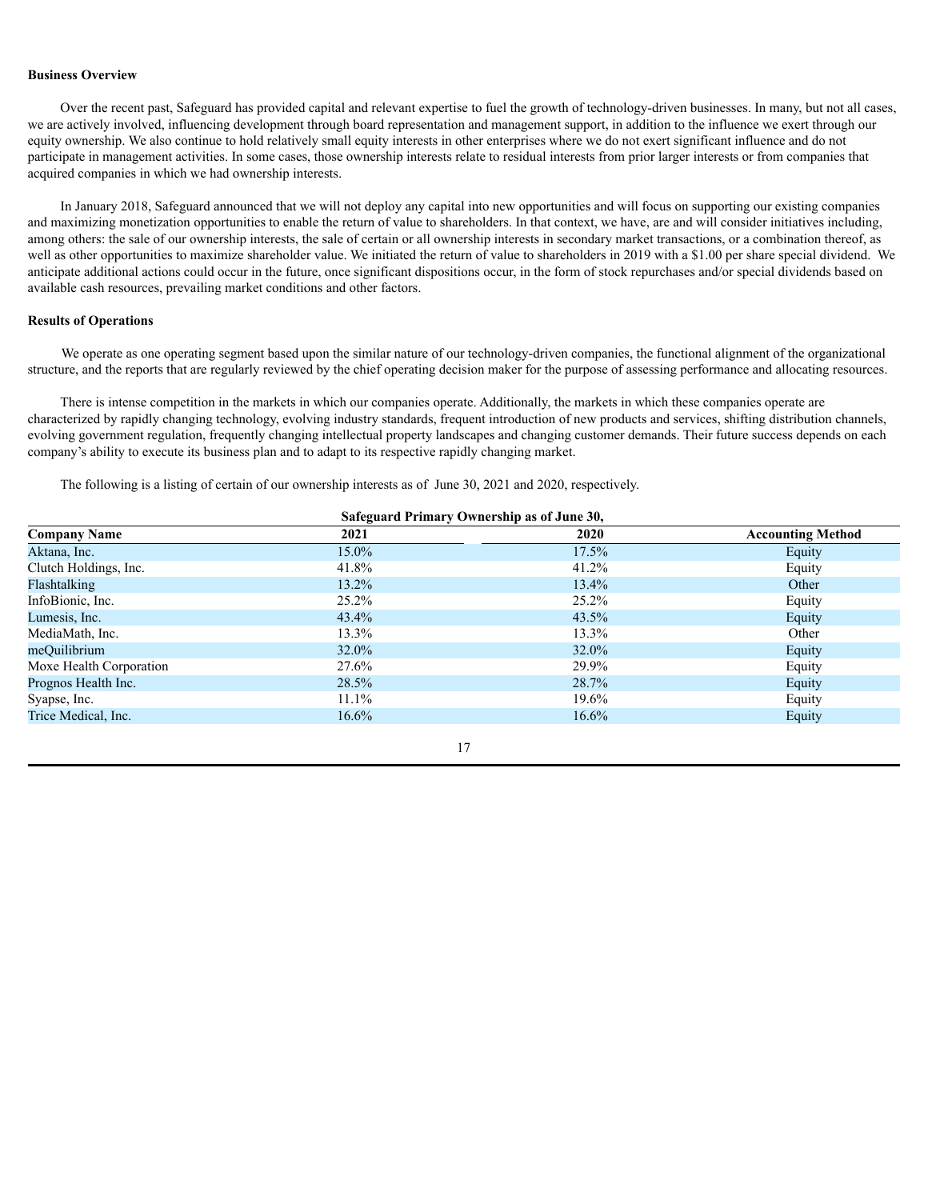**Business Overview**

Over the recent past, Safeguard has provided capital and relevant expertise to fuel the growth of technology-driven businesses. In many, but not all cases, we are actively involved, influencing development through board representation and management support, in addition to the influence we exert through our equity ownership. We also continue to hold relatively small equity interests in other enterprises where we do not exert significant influence and do not participate in management activities. In some cases, those ownership interests relate to residual interests from prior larger interests or from companies that acquired companies in which we had ownership interests.

In January 2018, Safeguard announced that we will not deploy any capital into new opportunities and will focus on supporting our existing companies and maximizing monetization opportunities to enable the return of value to shareholders. In that context, we have, are and will consider initiatives including, among others: the sale of our ownership interests, the sale of certain or all ownership interests in secondary market transactions, or a combination thereof, as well as other opportunities to maximize shareholder value. We initiated the return of value to shareholders in 2019 with a $1.00 per share special dividend. We anticipate additional actions could occur in the future, once significant dispositions occur, in the form of stock repurchases and/or special dividends based on available cash resources, prevailing market conditions and other factors.

**Results of Operations**

We operate as one operating segment based upon the similar nature of our technology-driven companies, the functional alignment of the organizational structure, and the reports that are regularly reviewed by the chief operating decision maker for the purpose of assessing performance and allocating resources.

There is intense competition in the markets in which our companies operate. Additionally, the markets in which these companies operate are characterized by rapidly changing technology, evolving industry standards, frequent introduction of new products and services, shifting distribution channels, evolving government regulation, frequently changing intellectual property landscapes and changing customer demands. Their future success depends on each company's ability to execute its business plan and to adapt to its respective rapidly changing market.

The following is a listing of certain of our ownership interests as of June 30, 2021 and 2020, respectively.

| | Safeguard Primary Ownership as of June 30, | | |
|---|---|---|---|
| **Company Name** | **2021** | **2020** | **Accounting Method** |
| Aktana, Inc. | 15.0% | 17.5% | Equity |
| Clutch Holdings, Inc. | 41.8% | 41.2% | Equity |
| Flashtalking | 13.2% | 13.4% | Other |
| InfoBionic, Inc. | 25.2% | 25.2% | Equity |
| Lumesis, Inc. | 43.4% | 43.5% | Equity |
| MediaMath, Inc. | 13.3% | 13.3% | Other |
| meQuilibrium | 32.0% | 32.0% | Equity |
| Moxe Health Corporation | 27.6% | 29.9% | Equity |
| Prognos Health Inc. | 28.5% | 28.7% | Equity |
| Syapse, Inc. | 11.1% | 19.6% | Equity |
| Trice Medical, Inc. | 16.6% | 16.6% | Equity |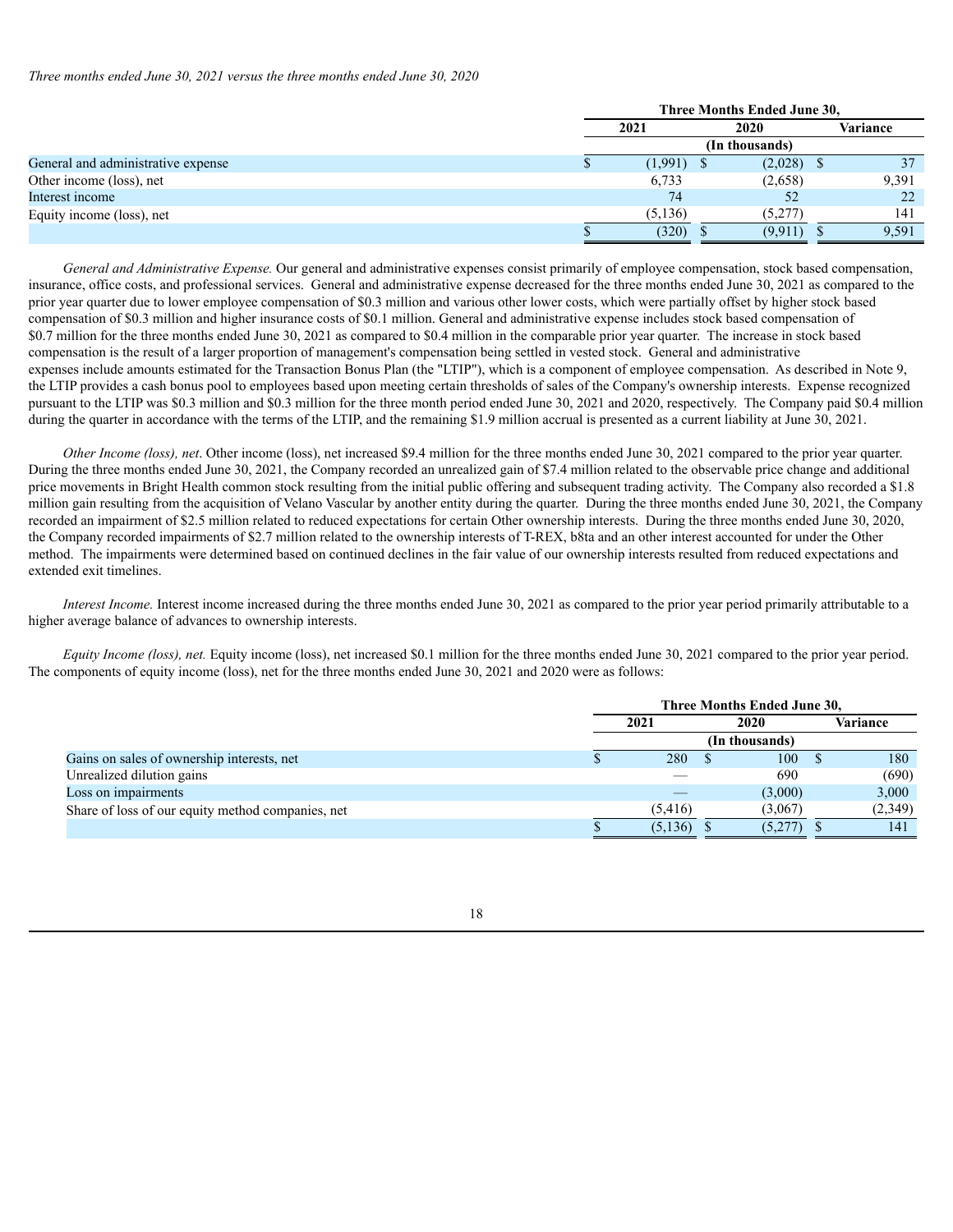*Three months ended June 30, 2021 versus the three months ended June 30, 2020*

| | Three Months Ended June 30, | | |
|---|---|---|---|
| | 2021 | 2020 | Variance |
| | (In thousands) | | |
| General and administrative expense | $ (1,991) | $ (2,028) | $ 37 |
| Other income (loss), net | 6,733 | (2,658) | 9,391 |
| Interest income | 74 | 52 | 22 |
| Equity income (loss), net | (5,136) | (5,277) | 141 |
| | $ (320) | $ (9,911) | $ 9,591 |

*General and Administrative Expense.* Our general and administrative expenses consist primarily of employee compensation, stock based compensation, insurance, office costs, and professional services. General and administrative expense decreased for the three months ended June 30, 2021 as compared to the prior year quarter due to lower employee compensation of $0.3 million and various other lower costs, which were partially offset by higher stock based compensation of $0.3 million and higher insurance costs of $0.1 million. General and administrative expense includes stock based compensation of $0.7 million for the three months ended June 30, 2021 as compared to $0.4 million in the comparable prior year quarter. The increase in stock based compensation is the result of a larger proportion of management's compensation being settled in vested stock. General and administrative expenses include amounts estimated for the Transaction Bonus Plan (the "LTIP"), which is a component of employee compensation. As described in Note 9, the LTIP provides a cash bonus pool to employees based upon meeting certain thresholds of sales of the Company's ownership interests. Expense recognized pursuant to the LTIP was $0.3 million and $0.3 million for the three month period ended June 30, 2021 and 2020, respectively. The Company paid $0.4 million during the quarter in accordance with the terms of the LTIP, and the remaining $1.9 million accrual is presented as a current liability at June 30, 2021.

*Other Income (loss), net*. Other income (loss), net increased $9.4 million for the three months ended June 30, 2021 compared to the prior year quarter. During the three months ended June 30, 2021, the Company recorded an unrealized gain of $7.4 million related to the observable price change and additional price movements in Bright Health common stock resulting from the initial public offering and subsequent trading activity. The Company also recorded a $1.8 million gain resulting from the acquisition of Velano Vascular by another entity during the quarter. During the three months ended June 30, 2021, the Company recorded an impairment of $2.5 million related to reduced expectations for certain Other ownership interests. During the three months ended June 30, 2020, the Company recorded impairments of $2.7 million related to the ownership interests of T-REX, b8ta and an other interest accounted for under the Other method. The impairments were determined based on continued declines in the fair value of our ownership interests resulted from reduced expectations and extended exit timelines.

*Interest Income.* Interest income increased during the three months ended June 30, 2021 as compared to the prior year period primarily attributable to a higher average balance of advances to ownership interests.

*Equity Income (loss), net.* Equity income (loss), net increased $0.1 million for the three months ended June 30, 2021 compared to the prior year period. The components of equity income (loss), net for the three months ended June 30, 2021 and 2020 were as follows:

| | Three Months Ended June 30, | | |
|---|---|---|---|
| | 2021 | 2020 | Variance |
| | (In thousands) | | |
| Gains on sales of ownership interests, net | $ 280 | $ 100 | $ 180 |
| Unrealized dilution gains | — | 690 | (690) |
| Loss on impairments | — | (3,000) | 3,000 |
| Share of loss of our equity method companies, net | (5,416) | (3,067) | (2,349) |
| | $ (5,136) | $ (5,277) | $ 141 |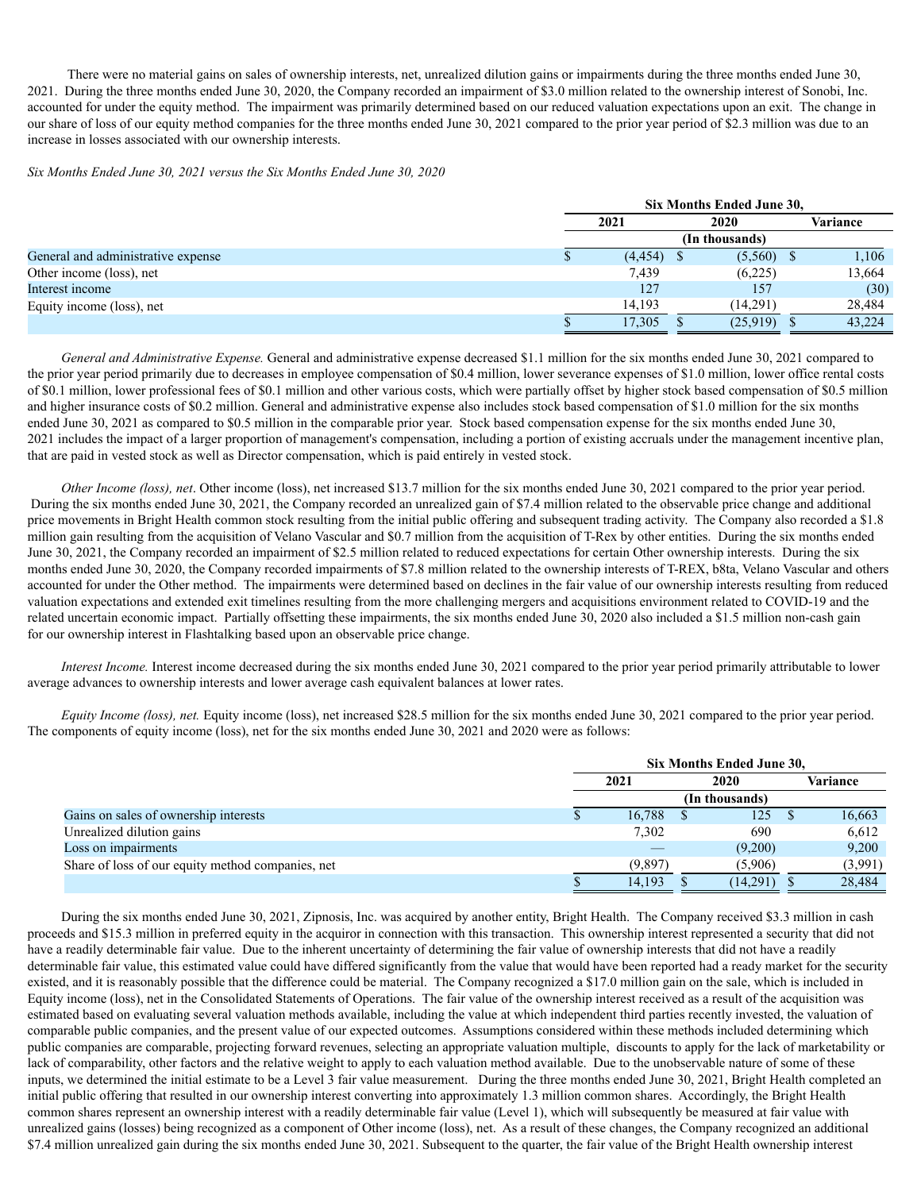There were no material gains on sales of ownership interests, net, unrealized dilution gains or impairments during the three months ended June 30, 2021. During the three months ended June 30, 2020, the Company recorded an impairment of $3.0 million related to the ownership interest of Sonobi, Inc. accounted for under the equity method. The impairment was primarily determined based on our reduced valuation expectations upon an exit. The change in our share of loss of our equity method companies for the three months ended June 30, 2021 compared to the prior year period of $2.3 million was due to an increase in losses associated with our ownership interests.

*Six Months Ended June 30, 2021 versus the Six Months Ended June 30, 2020*

| | Six Months Ended June 30, | | |
|---|---|---|---|
| | 2021 | 2020 | Variance |
| | (In thousands) | | |
| General and administrative expense | $ (4,454) | $ (5,560) | $ 1,106 |
| Other income (loss), net | 7,439 | (6,225) | 13,664 |
| Interest income | 127 | 157 | (30) |
| Equity income (loss), net | 14,193 | (14,291) | 28,484 |
| | $ 17,305 | $ (25,919) | $ 43,224 |

*General and Administrative Expense.* General and administrative expense decreased $1.1 million for the six months ended June 30, 2021 compared to the prior year period primarily due to decreases in employee compensation of $0.4 million, lower severance expenses of $1.0 million, lower office rental costs of $0.1 million, lower professional fees of $0.1 million and other various costs, which were partially offset by higher stock based compensation of $0.5 million and higher insurance costs of $0.2 million. General and administrative expense also includes stock based compensation of $1.0 million for the six months ended June 30, 2021 as compared to $0.5 million in the comparable prior year. Stock based compensation expense for the six months ended June 30, 2021 includes the impact of a larger proportion of management's compensation, including a portion of existing accruals under the management incentive plan, that are paid in vested stock as well as Director compensation, which is paid entirely in vested stock.

*Other Income (loss), net*. Other income (loss), net increased $13.7 million for the six months ended June 30, 2021 compared to the prior year period. During the six months ended June 30, 2021, the Company recorded an unrealized gain of $7.4 million related to the observable price change and additional price movements in Bright Health common stock resulting from the initial public offering and subsequent trading activity. The Company also recorded a $1.8 million gain resulting from the acquisition of Velano Vascular and $0.7 million from the acquisition of T-Rex by other entities. During the six months ended June 30, 2021, the Company recorded an impairment of $2.5 million related to reduced expectations for certain Other ownership interests. During the six months ended June 30, 2020, the Company recorded impairments of $7.8 million related to the ownership interests of T-REX, b8ta, Velano Vascular and others accounted for under the Other method. The impairments were determined based on declines in the fair value of our ownership interests resulting from reduced valuation expectations and extended exit timelines resulting from the more challenging mergers and acquisitions environment related to COVID-19 and the related uncertain economic impact. Partially offsetting these impairments, the six months ended June 30, 2020 also included a $1.5 million non-cash gain for our ownership interest in Flashtalking based upon an observable price change.

*Interest Income.* Interest income decreased during the six months ended June 30, 2021 compared to the prior year period primarily attributable to lower average advances to ownership interests and lower average cash equivalent balances at lower rates.

*Equity Income (loss), net.* Equity income (loss), net increased $28.5 million for the six months ended June 30, 2021 compared to the prior year period. The components of equity income (loss), net for the six months ended June 30, 2021 and 2020 were as follows:

| | Six Months Ended June 30, | | |
|---|---|---|---|
| | 2021 | 2020 | Variance |
| | (In thousands) | | |
| Gains on sales of ownership interests | $ 16,788 | $ 125 | $ 16,663 |
| Unrealized dilution gains | 7,302 | 690 | 6,612 |
| Loss on impairments | — | (9,200) | 9,200 |
| Share of loss of our equity method companies, net | (9,897) | (5,906) | (3,991) |
| | $ 14,193 | $ (14,291) | $ 28,484 |

During the six months ended June 30, 2021, Zipnosis, Inc. was acquired by another entity, Bright Health. The Company received $3.3 million in cash proceeds and $15.3 million in preferred equity in the acquiror in connection with this transaction. This ownership interest represented a security that did not have a readily determinable fair value. Due to the inherent uncertainty of determining the fair value of ownership interests that did not have a readily determinable fair value, this estimated value could have differed significantly from the value that would have been reported had a ready market for the security existed, and it is reasonably possible that the difference could be material. The Company recognized a $17.0 million gain on the sale, which is included in Equity income (loss), net in the Consolidated Statements of Operations. The fair value of the ownership interest received as a result of the acquisition was estimated based on evaluating several valuation methods available, including the value at which independent third parties recently invested, the valuation of comparable public companies, and the present value of our expected outcomes. Assumptions considered within these methods included determining which public companies are comparable, projecting forward revenues, selecting an appropriate valuation multiple, discounts to apply for the lack of marketability or lack of comparability, other factors and the relative weight to apply to each valuation method available. Due to the unobservable nature of some of these inputs, we determined the initial estimate to be a Level 3 fair value measurement. During the three months ended June 30, 2021, Bright Health completed an initial public offering that resulted in our ownership interest converting into approximately 1.3 million common shares. Accordingly, the Bright Health common shares represent an ownership interest with a readily determinable fair value (Level 1), which will subsequently be measured at fair value with unrealized gains (losses) being recognized as a component of Other income (loss), net. As a result of these changes, the Company recognized an additional $7.4 million unrealized gain during the six months ended June 30, 2021. Subsequent to the quarter, the fair value of the Bright Health ownership interest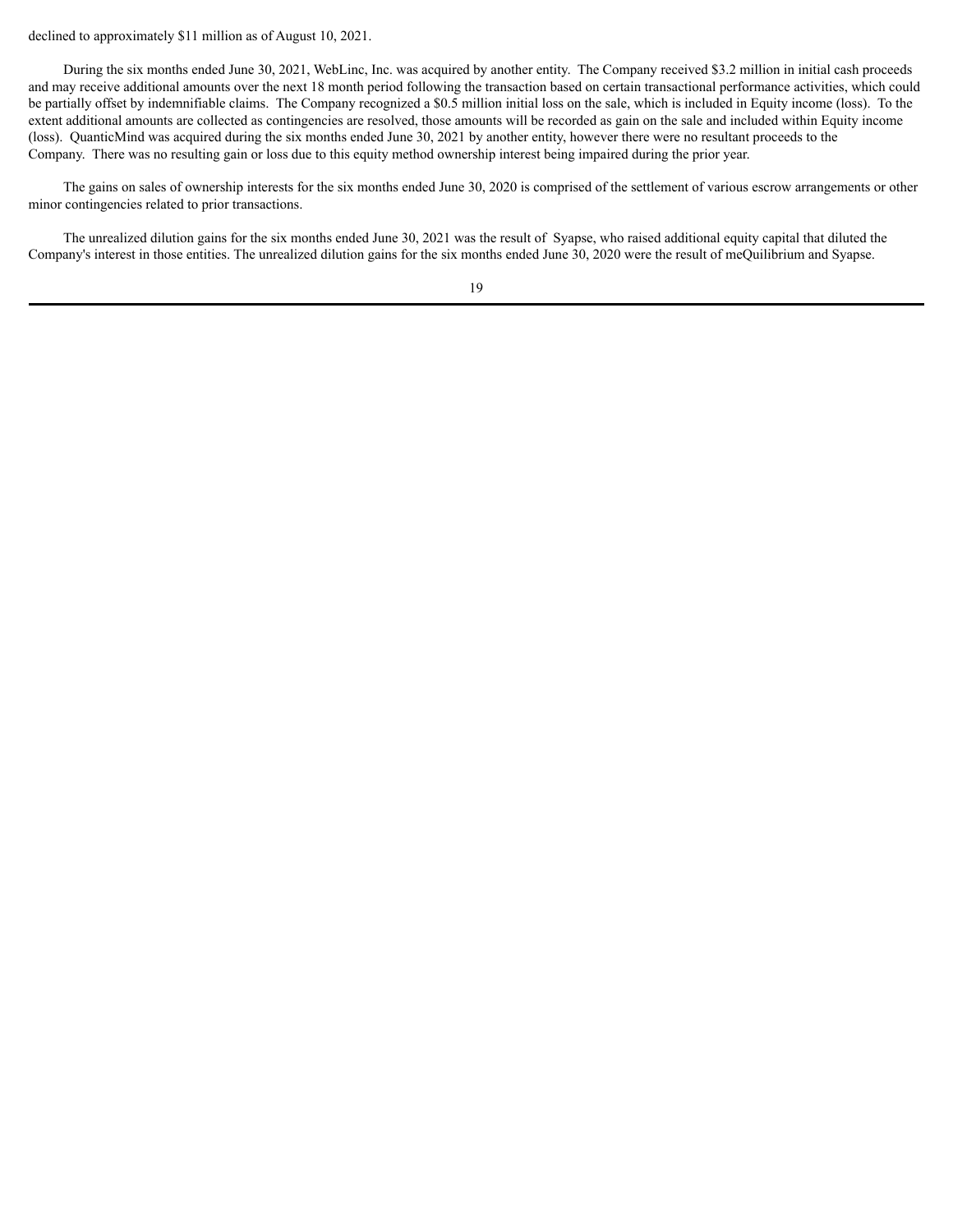declined to approximately $11 million as of August 10, 2021.

During the six months ended June 30, 2021, WebLinc, Inc. was acquired by another entity. The Company received $3.2 million in initial cash proceeds and may receive additional amounts over the next 18 month period following the transaction based on certain transactional performance activities, which could be partially offset by indemnifiable claims. The Company recognized a $0.5 million initial loss on the sale, which is included in Equity income (loss). To the extent additional amounts are collected as contingencies are resolved, those amounts will be recorded as gain on the sale and included within Equity income (loss). QuanticMind was acquired during the six months ended June 30, 2021 by another entity, however there were no resultant proceeds to the Company. There was no resulting gain or loss due to this equity method ownership interest being impaired during the prior year.

The gains on sales of ownership interests for the six months ended June 30, 2020 is comprised of the settlement of various escrow arrangements or other minor contingencies related to prior transactions.

The unrealized dilution gains for the six months ended June 30, 2021 was the result of Syapse, who raised additional equity capital that diluted the Company's interest in those entities. The unrealized dilution gains for the six months ended June 30, 2020 were the result of meQuilibrium and Syapse.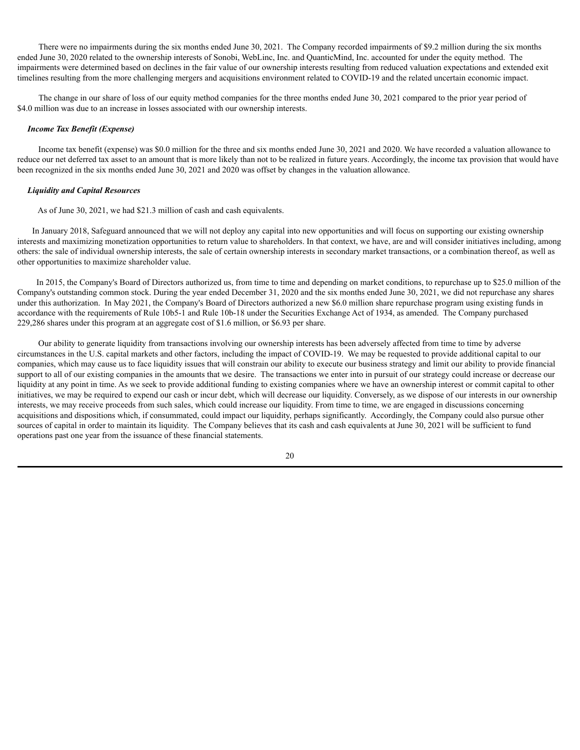There were no impairments during the six months ended June 30, 2021. The Company recorded impairments of $9.2 million during the six months ended June 30, 2020 related to the ownership interests of Sonobi, WebLinc, Inc. and QuanticMind, Inc. accounted for under the equity method. The impairments were determined based on declines in the fair value of our ownership interests resulting from reduced valuation expectations and extended exit timelines resulting from the more challenging mergers and acquisitions environment related to COVID-19 and the related uncertain economic impact.

The change in our share of loss of our equity method companies for the three months ended June 30, 2021 compared to the prior year period of $4.0 million was due to an increase in losses associated with our ownership interests.

***Income Tax Benefit (Expense)***

Income tax benefit (expense) was $0.0 million for the three and six months ended June 30, 2021 and 2020. We have recorded a valuation allowance to reduce our net deferred tax asset to an amount that is more likely than not to be realized in future years. Accordingly, the income tax provision that would have been recognized in the six months ended June 30, 2021 and 2020 was offset by changes in the valuation allowance.

***Liquidity and Capital Resources***

As of June 30, 2021, we had $21.3 million of cash and cash equivalents.

In January 2018, Safeguard announced that we will not deploy any capital into new opportunities and will focus on supporting our existing ownership interests and maximizing monetization opportunities to return value to shareholders. In that context, we have, are and will consider initiatives including, among others: the sale of individual ownership interests, the sale of certain ownership interests in secondary market transactions, or a combination thereof, as well as other opportunities to maximize shareholder value.

In 2015, the Company's Board of Directors authorized us, from time to time and depending on market conditions, to repurchase up to $25.0 million of the Company's outstanding common stock. During the year ended December 31, 2020 and the six months ended June 30, 2021, we did not repurchase any shares under this authorization. In May 2021, the Company's Board of Directors authorized a new $6.0 million share repurchase program using existing funds in accordance with the requirements of Rule 10b5-1 and Rule 10b-18 under the Securities Exchange Act of 1934, as amended. The Company purchased 229,286 shares under this program at an aggregate cost of $1.6 million, or $6.93 per share.

Our ability to generate liquidity from transactions involving our ownership interests has been adversely affected from time to time by adverse circumstances in the U.S. capital markets and other factors, including the impact of COVID-19. We may be requested to provide additional capital to our companies, which may cause us to face liquidity issues that will constrain our ability to execute our business strategy and limit our ability to provide financial support to all of our existing companies in the amounts that we desire. The transactions we enter into in pursuit of our strategy could increase or decrease our liquidity at any point in time. As we seek to provide additional funding to existing companies where we have an ownership interest or commit capital to other initiatives, we may be required to expend our cash or incur debt, which will decrease our liquidity. Conversely, as we dispose of our interests in our ownership interests, we may receive proceeds from such sales, which could increase our liquidity. From time to time, we are engaged in discussions concerning acquisitions and dispositions which, if consummated, could impact our liquidity, perhaps significantly. Accordingly, the Company could also pursue other sources of capital in order to maintain its liquidity. The Company believes that its cash and cash equivalents at June 30, 2021 will be sufficient to fund operations past one year from the issuance of these financial statements.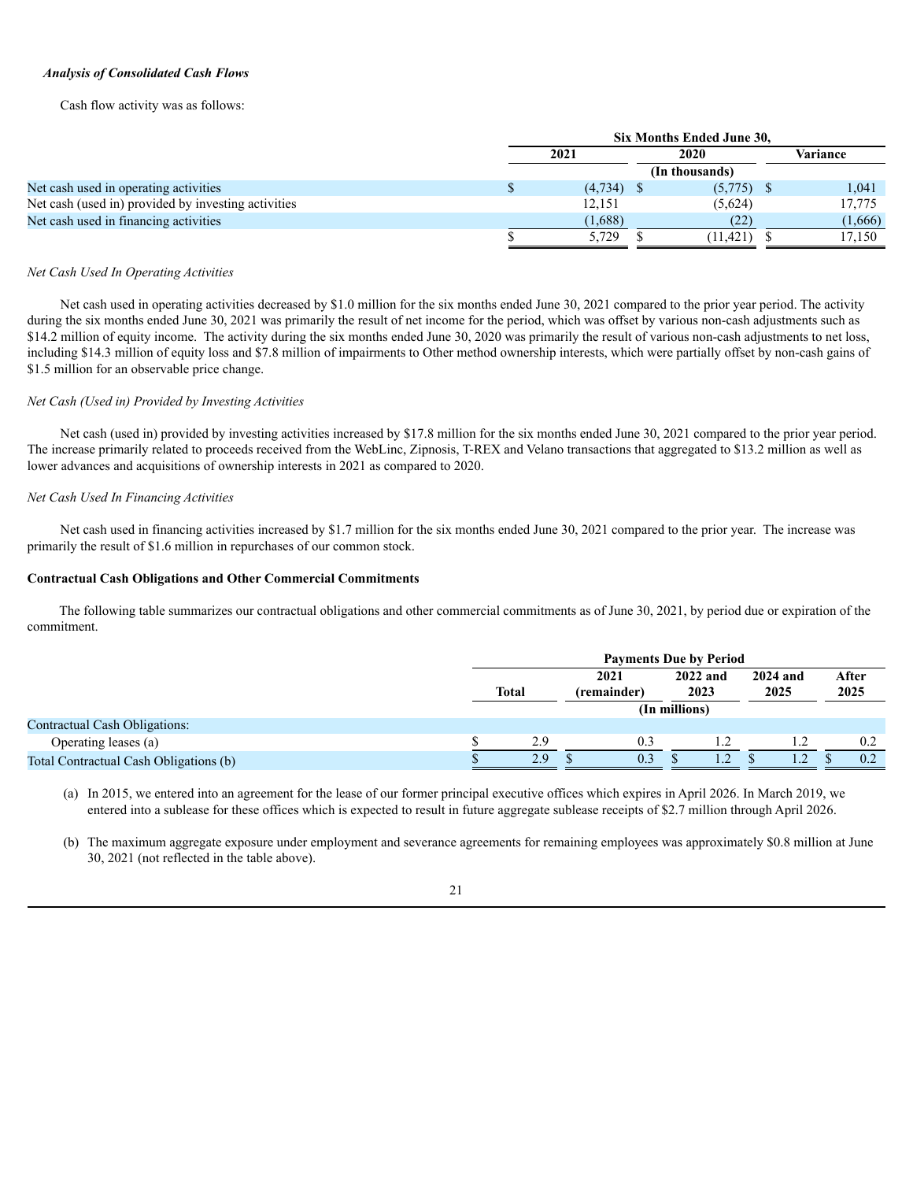***Analysis of Consolidated Cash Flows***

Cash flow activity was as follows:

| | Six Months Ended June 30, | | |
|---|---|---|---|
| | 2021 | 2020 | Variance |
| | (In thousands) | | |
| Net cash used in operating activities | $ (4,734) | $ (5,775) | $ 1,041 |
| Net cash (used in) provided by investing activities | 12,151 | (5,624) | 17,775 |
| Net cash used in financing activities | (1,688) | (22) | (1,666) |
| | $ 5,729 | $ (11,421) | $ 17,150 |

*Net Cash Used In Operating Activities*

Net cash used in operating activities decreased by $1.0 million for the six months ended June 30, 2021 compared to the prior year period. The activity during the six months ended June 30, 2021 was primarily the result of net income for the period, which was offset by various non-cash adjustments such as $14.2 million of equity income. The activity during the six months ended June 30, 2020 was primarily the result of various non-cash adjustments to net loss, including $14.3 million of equity loss and $7.8 million of impairments to Other method ownership interests, which were partially offset by non-cash gains of $1.5 million for an observable price change.

*Net Cash (Used in) Provided by Investing Activities*

Net cash (used in) provided by investing activities increased by $17.8 million for the six months ended June 30, 2021 compared to the prior year period. The increase primarily related to proceeds received from the WebLinc, Zipnosis, T-REX and Velano transactions that aggregated to $13.2 million as well as lower advances and acquisitions of ownership interests in 2021 as compared to 2020.

*Net Cash Used In Financing Activities*

Net cash used in financing activities increased by $1.7 million for the six months ended June 30, 2021 compared to the prior year. The increase was primarily the result of $1.6 million in repurchases of our common stock.

**Contractual Cash Obligations and Other Commercial Commitments**

The following table summarizes our contractual obligations and other commercial commitments as of June 30, 2021, by period due or expiration of the commitment.

| | Payments Due by Period | | | | |
|---|---|---|---|---|---|
| | Total | 2021 (remainder) | 2022 and 2023 | 2024 and 2025 | After 2025 |
| | (In millions) | | | | |
| Contractual Cash Obligations: | | | | | |
| Operating leases (a) | $ 2.9 | 0.3 | 1.2 | 1.2 | 0.2 |
| Total Contractual Cash Obligations (b) | $ 2.9 | $ 0.3 | $ 1.2 | $ 1.2 | $ 0.2 |

(a) In 2015, we entered into an agreement for the lease of our former principal executive offices which expires in April 2026. In March 2019, we entered into a sublease for these offices which is expected to result in future aggregate sublease receipts of $2.7 million through April 2026.

(b) The maximum aggregate exposure under employment and severance agreements for remaining employees was approximately $0.8 million at June 30, 2021 (not reflected in the table above).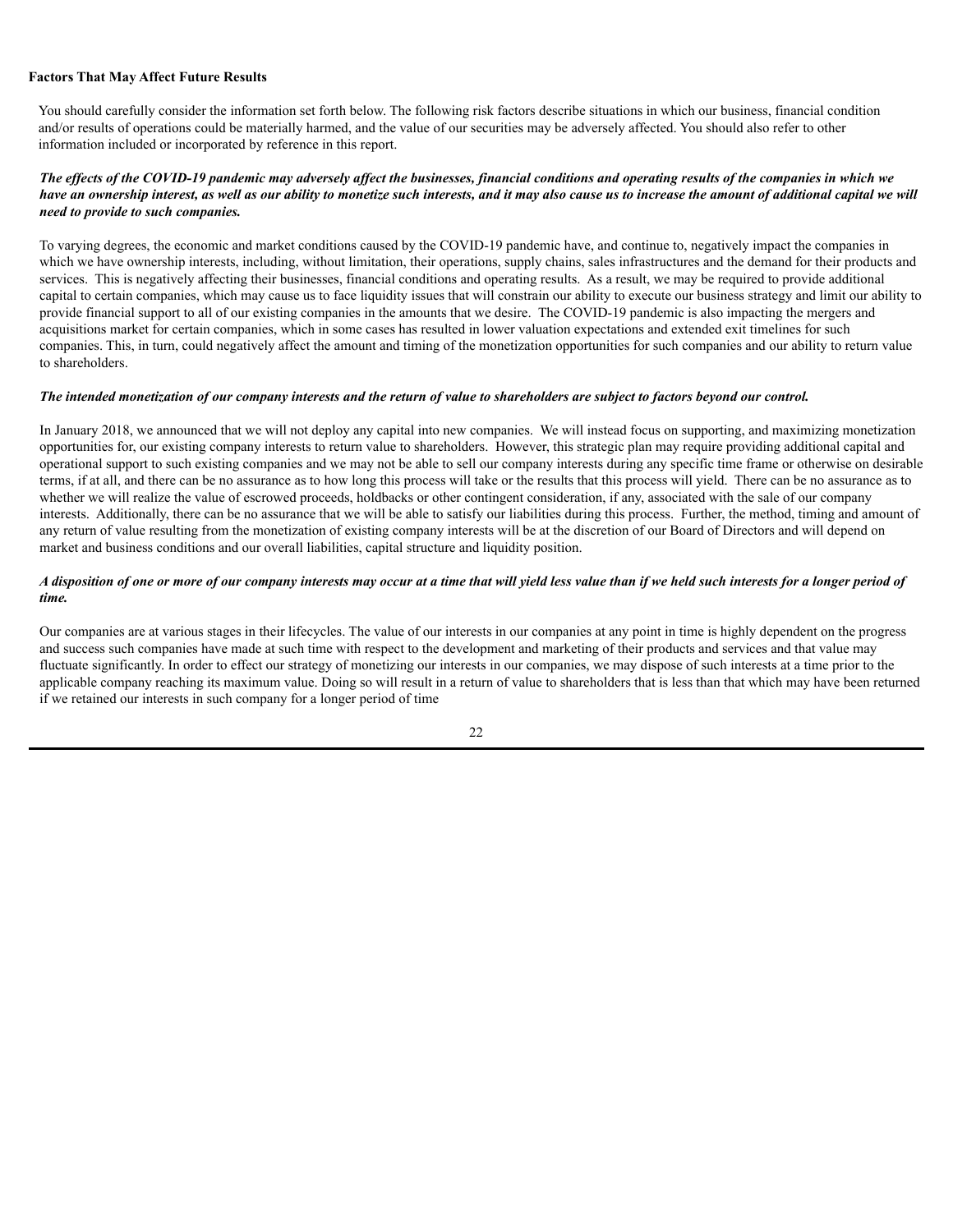**Factors That May Affect Future Results**

You should carefully consider the information set forth below. The following risk factors describe situations in which our business, financial condition and/or results of operations could be materially harmed, and the value of our securities may be adversely affected. You should also refer to other information included or incorporated by reference in this report.

***The effects of the COVID-19 pandemic may adversely affect the businesses, financial conditions and operating results of the companies in which we have an ownership interest, as well as our ability to monetize such interests, and it may also cause us to increase the amount of additional capital we will need to provide to such companies.***

To varying degrees, the economic and market conditions caused by the COVID-19 pandemic have, and continue to, negatively impact the companies in which we have ownership interests, including, without limitation, their operations, supply chains, sales infrastructures and the demand for their products and services. This is negatively affecting their businesses, financial conditions and operating results. As a result, we may be required to provide additional capital to certain companies, which may cause us to face liquidity issues that will constrain our ability to execute our business strategy and limit our ability to provide financial support to all of our existing companies in the amounts that we desire. The COVID-19 pandemic is also impacting the mergers and acquisitions market for certain companies, which in some cases has resulted in lower valuation expectations and extended exit timelines for such companies. This, in turn, could negatively affect the amount and timing of the monetization opportunities for such companies and our ability to return value to shareholders.

***The intended monetization of our company interests and the return of value to shareholders are subject to factors beyond our control.***

In January 2018, we announced that we will not deploy any capital into new companies. We will instead focus on supporting, and maximizing monetization opportunities for, our existing company interests to return value to shareholders. However, this strategic plan may require providing additional capital and operational support to such existing companies and we may not be able to sell our company interests during any specific time frame or otherwise on desirable terms, if at all, and there can be no assurance as to how long this process will take or the results that this process will yield. There can be no assurance as to whether we will realize the value of escrowed proceeds, holdbacks or other contingent consideration, if any, associated with the sale of our company interests. Additionally, there can be no assurance that we will be able to satisfy our liabilities during this process. Further, the method, timing and amount of any return of value resulting from the monetization of existing company interests will be at the discretion of our Board of Directors and will depend on market and business conditions and our overall liabilities, capital structure and liquidity position.

***A disposition of one or more of our company interests may occur at a time that will yield less value than if we held such interests for a longer period of time.***

Our companies are at various stages in their lifecycles. The value of our interests in our companies at any point in time is highly dependent on the progress and success such companies have made at such time with respect to the development and marketing of their products and services and that value may fluctuate significantly. In order to effect our strategy of monetizing our interests in our companies, we may dispose of such interests at a time prior to the applicable company reaching its maximum value. Doing so will result in a return of value to shareholders that is less than that which may have been returned if we retained our interests in such company for a longer period of time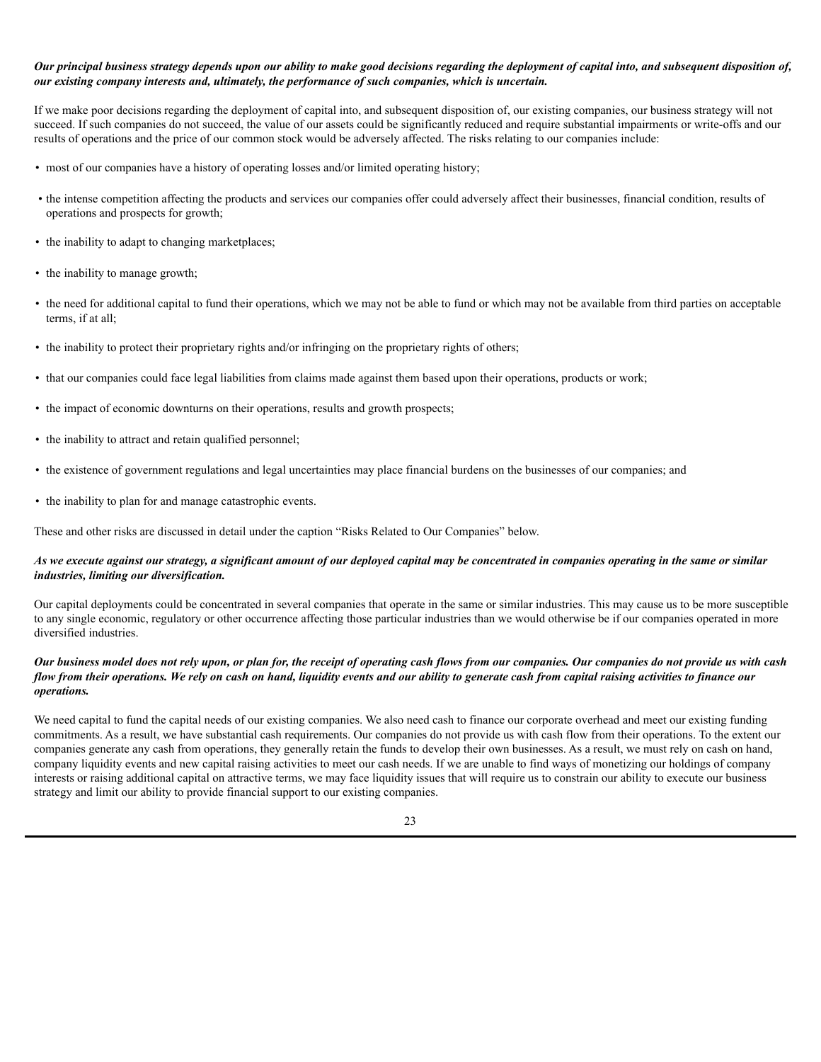***Our principal business strategy depends upon our ability to make good decisions regarding the deployment of capital into, and subsequent disposition of, our existing company interests and, ultimately, the performance of such companies, which is uncertain.***

If we make poor decisions regarding the deployment of capital into, and subsequent disposition of, our existing companies, our business strategy will not succeed. If such companies do not succeed, the value of our assets could be significantly reduced and require substantial impairments or write-offs and our results of operations and the price of our common stock would be adversely affected. The risks relating to our companies include:

- most of our companies have a history of operating losses and/or limited operating history;
- the intense competition affecting the products and services our companies offer could adversely affect their businesses, financial condition, results of operations and prospects for growth;
- the inability to adapt to changing marketplaces;
- the inability to manage growth;
- the need for additional capital to fund their operations, which we may not be able to fund or which may not be available from third parties on acceptable terms, if at all;
- the inability to protect their proprietary rights and/or infringing on the proprietary rights of others;
- that our companies could face legal liabilities from claims made against them based upon their operations, products or work;
- the impact of economic downturns on their operations, results and growth prospects;
- the inability to attract and retain qualified personnel;
- the existence of government regulations and legal uncertainties may place financial burdens on the businesses of our companies; and
- the inability to plan for and manage catastrophic events.

These and other risks are discussed in detail under the caption "Risks Related to Our Companies" below.

***As we execute against our strategy, a significant amount of our deployed capital may be concentrated in companies operating in the same or similar industries, limiting our diversification.***

Our capital deployments could be concentrated in several companies that operate in the same or similar industries. This may cause us to be more susceptible to any single economic, regulatory or other occurrence affecting those particular industries than we would otherwise be if our companies operated in more diversified industries.

***Our business model does not rely upon, or plan for, the receipt of operating cash flows from our companies. Our companies do not provide us with cash flow from their operations. We rely on cash on hand, liquidity events and our ability to generate cash from capital raising activities to finance our operations.***

We need capital to fund the capital needs of our existing companies. We also need cash to finance our corporate overhead and meet our existing funding commitments. As a result, we have substantial cash requirements. Our companies do not provide us with cash flow from their operations. To the extent our companies generate any cash from operations, they generally retain the funds to develop their own businesses. As a result, we must rely on cash on hand, company liquidity events and new capital raising activities to meet our cash needs. If we are unable to find ways of monetizing our holdings of company interests or raising additional capital on attractive terms, we may face liquidity issues that will require us to constrain our ability to execute our business strategy and limit our ability to provide financial support to our existing companies.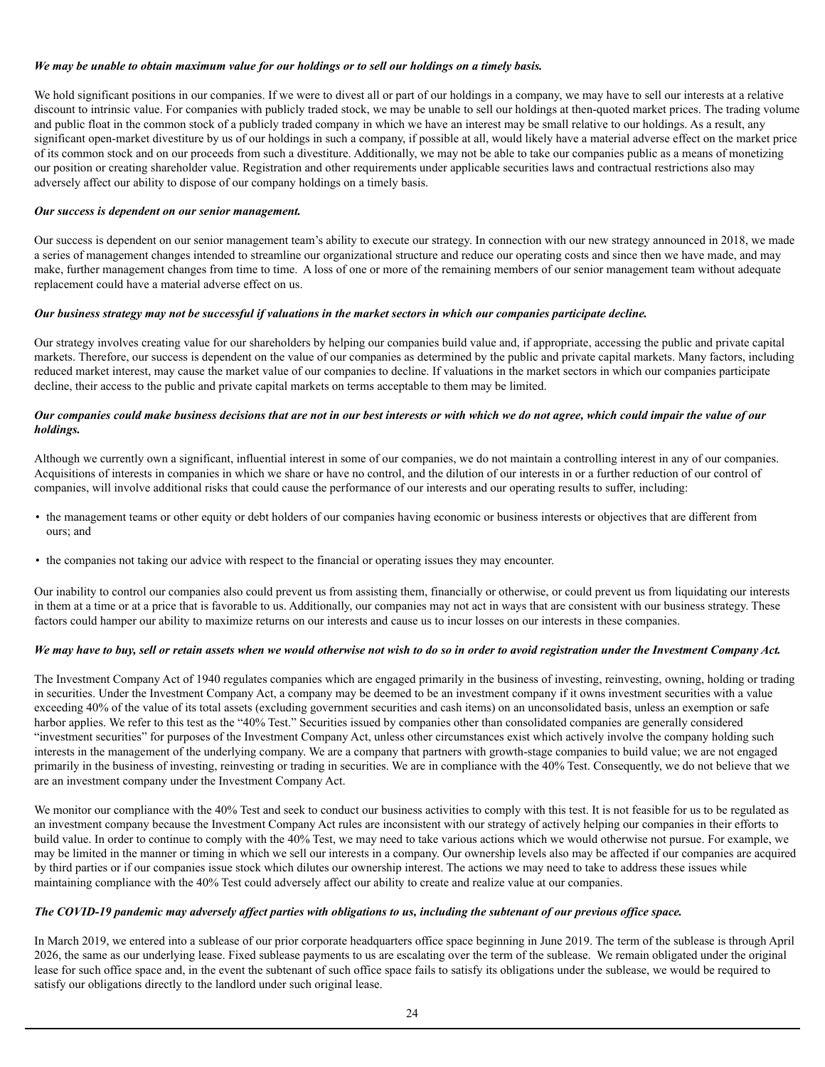***We may be unable to obtain maximum value for our holdings or to sell our holdings on a timely basis.***

We hold significant positions in our companies. If we were to divest all or part of our holdings in a company, we may have to sell our interests at a relative discount to intrinsic value. For companies with publicly traded stock, we may be unable to sell our holdings at then-quoted market prices. The trading volume and public float in the common stock of a publicly traded company in which we have an interest may be small relative to our holdings. As a result, any significant open-market divestiture by us of our holdings in such a company, if possible at all, would likely have a material adverse effect on the market price of its common stock and on our proceeds from such a divestiture. Additionally, we may not be able to take our companies public as a means of monetizing our position or creating shareholder value. Registration and other requirements under applicable securities laws and contractual restrictions also may adversely affect our ability to dispose of our company holdings on a timely basis.

***Our success is dependent on our senior management.***

Our success is dependent on our senior management team's ability to execute our strategy. In connection with our new strategy announced in 2018, we made a series of management changes intended to streamline our organizational structure and reduce our operating costs and since then we have made, and may make, further management changes from time to time. A loss of one or more of the remaining members of our senior management team without adequate replacement could have a material adverse effect on us.

***Our business strategy may not be successful if valuations in the market sectors in which our companies participate decline.***

Our strategy involves creating value for our shareholders by helping our companies build value and, if appropriate, accessing the public and private capital markets. Therefore, our success is dependent on the value of our companies as determined by the public and private capital markets. Many factors, including reduced market interest, may cause the market value of our companies to decline. If valuations in the market sectors in which our companies participate decline, their access to the public and private capital markets on terms acceptable to them may be limited.

***Our companies could make business decisions that are not in our best interests or with which we do not agree, which could impair the value of our holdings.***

Although we currently own a significant, influential interest in some of our companies, we do not maintain a controlling interest in any of our companies. Acquisitions of interests in companies in which we share or have no control, and the dilution of our interests in or a further reduction of our control of companies, will involve additional risks that could cause the performance of our interests and our operating results to suffer, including:

- the management teams or other equity or debt holders of our companies having economic or business interests or objectives that are different from ours; and
- the companies not taking our advice with respect to the financial or operating issues they may encounter.

Our inability to control our companies also could prevent us from assisting them, financially or otherwise, or could prevent us from liquidating our interests in them at a time or at a price that is favorable to us. Additionally, our companies may not act in ways that are consistent with our business strategy. These factors could hamper our ability to maximize returns on our interests and cause us to incur losses on our interests in these companies.

***We may have to buy, sell or retain assets when we would otherwise not wish to do so in order to avoid registration under the Investment Company Act.***

The Investment Company Act of 1940 regulates companies which are engaged primarily in the business of investing, reinvesting, owning, holding or trading in securities. Under the Investment Company Act, a company may be deemed to be an investment company if it owns investment securities with a value exceeding 40% of the value of its total assets (excluding government securities and cash items) on an unconsolidated basis, unless an exemption or safe harbor applies. We refer to this test as the "40% Test." Securities issued by companies other than consolidated companies are generally considered "investment securities" for purposes of the Investment Company Act, unless other circumstances exist which actively involve the company holding such interests in the management of the underlying company. We are a company that partners with growth-stage companies to build value; we are not engaged primarily in the business of investing, reinvesting or trading in securities. We are in compliance with the 40% Test. Consequently, we do not believe that we are an investment company under the Investment Company Act.

We monitor our compliance with the 40% Test and seek to conduct our business activities to comply with this test. It is not feasible for us to be regulated as an investment company because the Investment Company Act rules are inconsistent with our strategy of actively helping our companies in their efforts to build value. In order to continue to comply with the 40% Test, we may need to take various actions which we would otherwise not pursue. For example, we may be limited in the manner or timing in which we sell our interests in a company. Our ownership levels also may be affected if our companies are acquired by third parties or if our companies issue stock which dilutes our ownership interest. The actions we may need to take to address these issues while maintaining compliance with the 40% Test could adversely affect our ability to create and realize value at our companies.

***The COVID-19 pandemic may adversely affect parties with obligations to us, including the subtenant of our previous office space.***

In March 2019, we entered into a sublease of our prior corporate headquarters office space beginning in June 2019. The term of the sublease is through April 2026, the same as our underlying lease. Fixed sublease payments to us are escalating over the term of the sublease. We remain obligated under the original lease for such office space and, in the event the subtenant of such office space fails to satisfy its obligations under the sublease, we would be required to satisfy our obligations directly to the landlord under such original lease.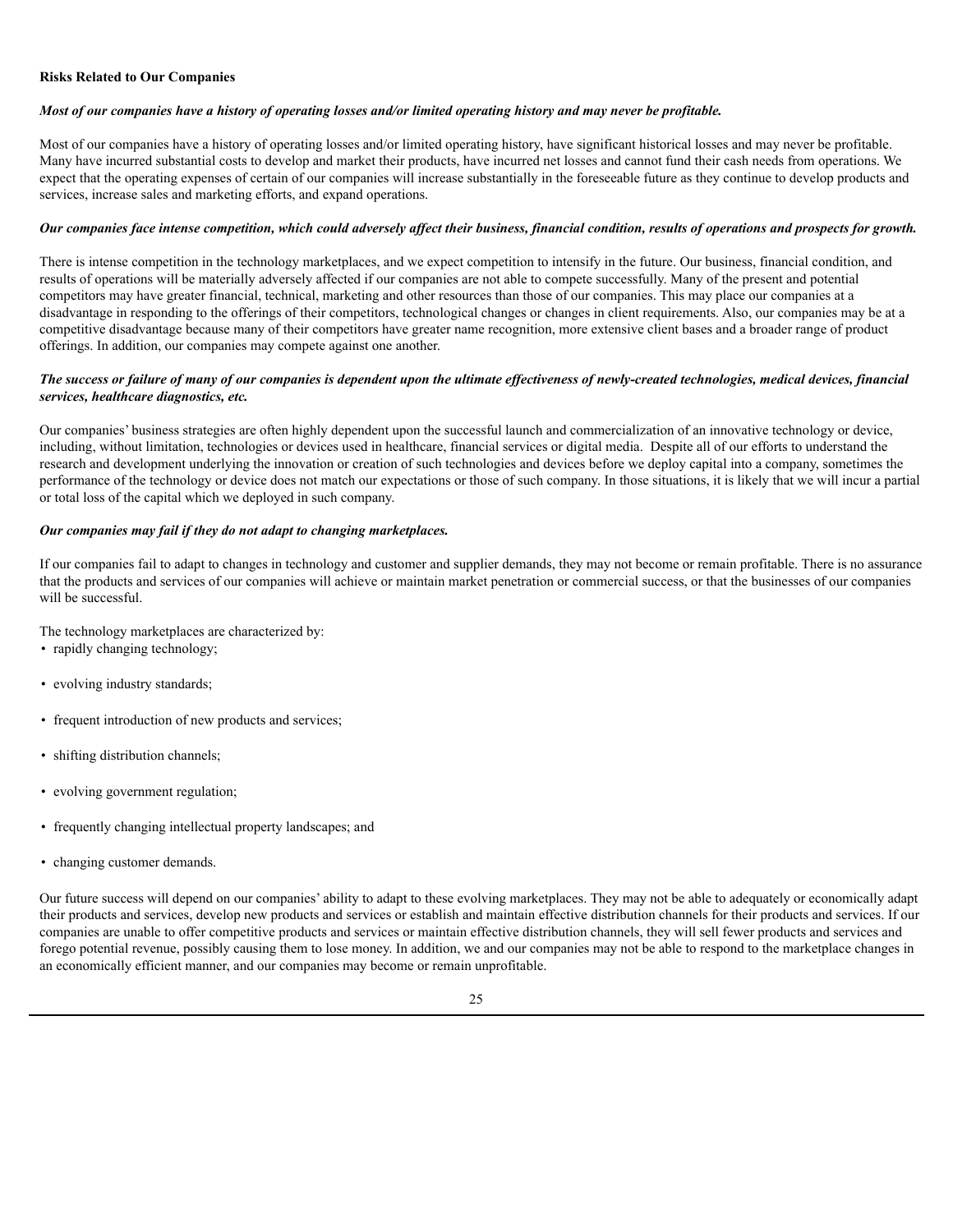**Risks Related to Our Companies**

***Most of our companies have a history of operating losses and/or limited operating history and may never be profitable.***

Most of our companies have a history of operating losses and/or limited operating history, have significant historical losses and may never be profitable. Many have incurred substantial costs to develop and market their products, have incurred net losses and cannot fund their cash needs from operations. We expect that the operating expenses of certain of our companies will increase substantially in the foreseeable future as they continue to develop products and services, increase sales and marketing efforts, and expand operations.

***Our companies face intense competition, which could adversely affect their business, financial condition, results of operations and prospects for growth.***

There is intense competition in the technology marketplaces, and we expect competition to intensify in the future. Our business, financial condition, and results of operations will be materially adversely affected if our companies are not able to compete successfully. Many of the present and potential competitors may have greater financial, technical, marketing and other resources than those of our companies. This may place our companies at a disadvantage in responding to the offerings of their competitors, technological changes or changes in client requirements. Also, our companies may be at a competitive disadvantage because many of their competitors have greater name recognition, more extensive client bases and a broader range of product offerings. In addition, our companies may compete against one another.

***The success or failure of many of our companies is dependent upon the ultimate effectiveness of newly-created technologies, medical devices, financial services, healthcare diagnostics, etc.***

Our companies' business strategies are often highly dependent upon the successful launch and commercialization of an innovative technology or device, including, without limitation, technologies or devices used in healthcare, financial services or digital media. Despite all of our efforts to understand the research and development underlying the innovation or creation of such technologies and devices before we deploy capital into a company, sometimes the performance of the technology or device does not match our expectations or those of such company. In those situations, it is likely that we will incur a partial or total loss of the capital which we deployed in such company.

***Our companies may fail if they do not adapt to changing marketplaces.***

If our companies fail to adapt to changes in technology and customer and supplier demands, they may not become or remain profitable. There is no assurance that the products and services of our companies will achieve or maintain market penetration or commercial success, or that the businesses of our companies will be successful.

The technology marketplaces are characterized by:

- rapidly changing technology;
- evolving industry standards;
- frequent introduction of new products and services;
- shifting distribution channels;
- evolving government regulation;
- frequently changing intellectual property landscapes; and
- changing customer demands.

Our future success will depend on our companies' ability to adapt to these evolving marketplaces. They may not be able to adequately or economically adapt their products and services, develop new products and services or establish and maintain effective distribution channels for their products and services. If our companies are unable to offer competitive products and services or maintain effective distribution channels, they will sell fewer products and services and forego potential revenue, possibly causing them to lose money. In addition, we and our companies may not be able to respond to the marketplace changes in an economically efficient manner, and our companies may become or remain unprofitable.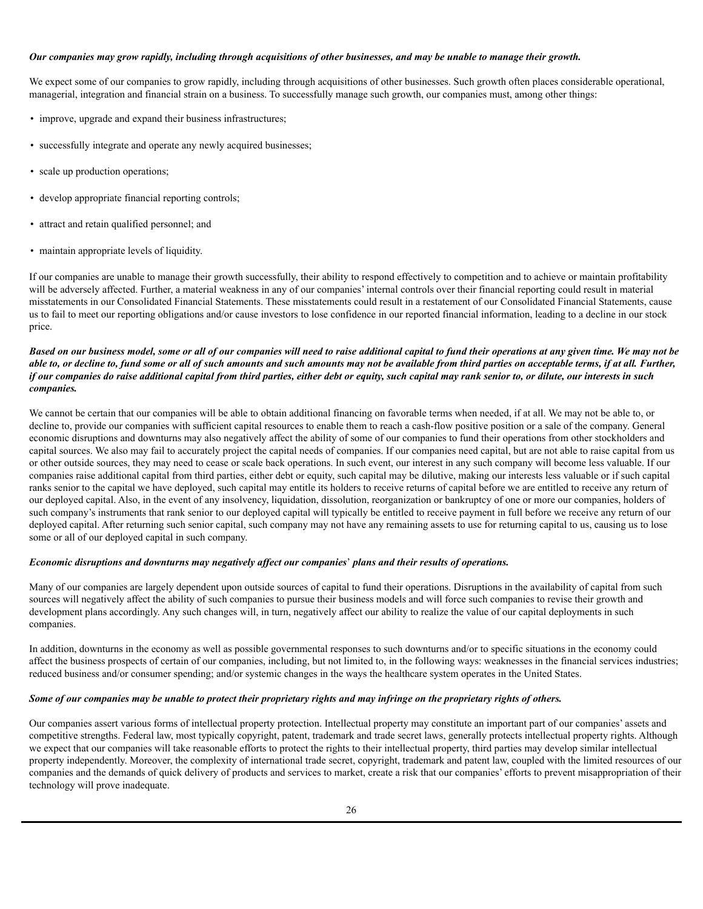***Our companies may grow rapidly, including through acquisitions of other businesses, and may be unable to manage their growth.***

We expect some of our companies to grow rapidly, including through acquisitions of other businesses. Such growth often places considerable operational, managerial, integration and financial strain on a business. To successfully manage such growth, our companies must, among other things:

- improve, upgrade and expand their business infrastructures;
- successfully integrate and operate any newly acquired businesses;
- scale up production operations;
- develop appropriate financial reporting controls;
- attract and retain qualified personnel; and
- maintain appropriate levels of liquidity.

If our companies are unable to manage their growth successfully, their ability to respond effectively to competition and to achieve or maintain profitability will be adversely affected. Further, a material weakness in any of our companies' internal controls over their financial reporting could result in material misstatements in our Consolidated Financial Statements. These misstatements could result in a restatement of our Consolidated Financial Statements, cause us to fail to meet our reporting obligations and/or cause investors to lose confidence in our reported financial information, leading to a decline in our stock price.

***Based on our business model, some or all of our companies will need to raise additional capital to fund their operations at any given time. We may not be able to, or decline to, fund some or all of such amounts and such amounts may not be available from third parties on acceptable terms, if at all. Further, if our companies do raise additional capital from third parties, either debt or equity, such capital may rank senior to, or dilute, our interests in such companies.***

We cannot be certain that our companies will be able to obtain additional financing on favorable terms when needed, if at all. We may not be able to, or decline to, provide our companies with sufficient capital resources to enable them to reach a cash-flow positive position or a sale of the company. General economic disruptions and downturns may also negatively affect the ability of some of our companies to fund their operations from other stockholders and capital sources. We also may fail to accurately project the capital needs of companies. If our companies need capital, but are not able to raise capital from us or other outside sources, they may need to cease or scale back operations. In such event, our interest in any such company will become less valuable. If our companies raise additional capital from third parties, either debt or equity, such capital may be dilutive, making our interests less valuable or if such capital ranks senior to the capital we have deployed, such capital may entitle its holders to receive returns of capital before we are entitled to receive any return of our deployed capital. Also, in the event of any insolvency, liquidation, dissolution, reorganization or bankruptcy of one or more our companies, holders of such company's instruments that rank senior to our deployed capital will typically be entitled to receive payment in full before we receive any return of our deployed capital. After returning such senior capital, such company may not have any remaining assets to use for returning capital to us, causing us to lose some or all of our deployed capital in such company.

***Economic disruptions and downturns may negatively affect our companies' plans and their results of operations.***

Many of our companies are largely dependent upon outside sources of capital to fund their operations. Disruptions in the availability of capital from such sources will negatively affect the ability of such companies to pursue their business models and will force such companies to revise their growth and development plans accordingly. Any such changes will, in turn, negatively affect our ability to realize the value of our capital deployments in such companies.

In addition, downturns in the economy as well as possible governmental responses to such downturns and/or to specific situations in the economy could affect the business prospects of certain of our companies, including, but not limited to, in the following ways: weaknesses in the financial services industries; reduced business and/or consumer spending; and/or systemic changes in the ways the healthcare system operates in the United States.

***Some of our companies may be unable to protect their proprietary rights and may infringe on the proprietary rights of others.***

Our companies assert various forms of intellectual property protection. Intellectual property may constitute an important part of our companies' assets and competitive strengths. Federal law, most typically copyright, patent, trademark and trade secret laws, generally protects intellectual property rights. Although we expect that our companies will take reasonable efforts to protect the rights to their intellectual property, third parties may develop similar intellectual property independently. Moreover, the complexity of international trade secret, copyright, trademark and patent law, coupled with the limited resources of our companies and the demands of quick delivery of products and services to market, create a risk that our companies' efforts to prevent misappropriation of their technology will prove inadequate.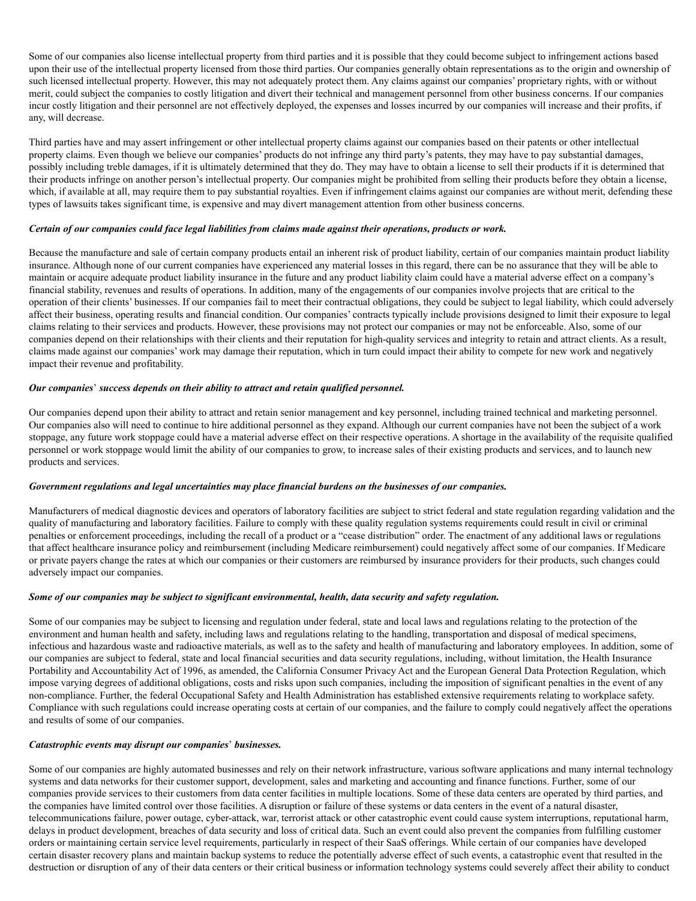Some of our companies also license intellectual property from third parties and it is possible that they could become subject to infringement actions based upon their use of the intellectual property licensed from those third parties. Our companies generally obtain representations as to the origin and ownership of such licensed intellectual property. However, this may not adequately protect them. Any claims against our companies' proprietary rights, with or without merit, could subject the companies to costly litigation and divert their technical and management personnel from other business concerns. If our companies incur costly litigation and their personnel are not effectively deployed, the expenses and losses incurred by our companies will increase and their profits, if any, will decrease.

Third parties have and may assert infringement or other intellectual property claims against our companies based on their patents or other intellectual property claims. Even though we believe our companies' products do not infringe any third party's patents, they may have to pay substantial damages, possibly including treble damages, if it is ultimately determined that they do. They may have to obtain a license to sell their products if it is determined that their products infringe on another person's intellectual property. Our companies might be prohibited from selling their products before they obtain a license, which, if available at all, may require them to pay substantial royalties. Even if infringement claims against our companies are without merit, defending these types of lawsuits takes significant time, is expensive and may divert management attention from other business concerns.

***Certain of our companies could face legal liabilities from claims made against their operations, products or work.***

Because the manufacture and sale of certain company products entail an inherent risk of product liability, certain of our companies maintain product liability insurance. Although none of our current companies have experienced any material losses in this regard, there can be no assurance that they will be able to maintain or acquire adequate product liability insurance in the future and any product liability claim could have a material adverse effect on a company's financial stability, revenues and results of operations. In addition, many of the engagements of our companies involve projects that are critical to the operation of their clients' businesses. If our companies fail to meet their contractual obligations, they could be subject to legal liability, which could adversely affect their business, operating results and financial condition. Our companies' contracts typically include provisions designed to limit their exposure to legal claims relating to their services and products. However, these provisions may not protect our companies or may not be enforceable. Also, some of our companies depend on their relationships with their clients and their reputation for high-quality services and integrity to retain and attract clients. As a result, claims made against our companies' work may damage their reputation, which in turn could impact their ability to compete for new work and negatively impact their revenue and profitability.

***Our companies' success depends on their ability to attract and retain qualified personnel.***

Our companies depend upon their ability to attract and retain senior management and key personnel, including trained technical and marketing personnel. Our companies also will need to continue to hire additional personnel as they expand. Although our current companies have not been the subject of a work stoppage, any future work stoppage could have a material adverse effect on their respective operations. A shortage in the availability of the requisite qualified personnel or work stoppage would limit the ability of our companies to grow, to increase sales of their existing products and services, and to launch new products and services.

***Government regulations and legal uncertainties may place financial burdens on the businesses of our companies.***

Manufacturers of medical diagnostic devices and operators of laboratory facilities are subject to strict federal and state regulation regarding validation and the quality of manufacturing and laboratory facilities. Failure to comply with these quality regulation systems requirements could result in civil or criminal penalties or enforcement proceedings, including the recall of a product or a "cease distribution" order. The enactment of any additional laws or regulations that affect healthcare insurance policy and reimbursement (including Medicare reimbursement) could negatively affect some of our companies. If Medicare or private payers change the rates at which our companies or their customers are reimbursed by insurance providers for their products, such changes could adversely impact our companies.

***Some of our companies may be subject to significant environmental, health, data security and safety regulation.***

Some of our companies may be subject to licensing and regulation under federal, state and local laws and regulations relating to the protection of the environment and human health and safety, including laws and regulations relating to the handling, transportation and disposal of medical specimens, infectious and hazardous waste and radioactive materials, as well as to the safety and health of manufacturing and laboratory employees. In addition, some of our companies are subject to federal, state and local financial securities and data security regulations, including, without limitation, the Health Insurance Portability and Accountability Act of 1996, as amended, the California Consumer Privacy Act and the European General Data Protection Regulation, which impose varying degrees of additional obligations, costs and risks upon such companies, including the imposition of significant penalties in the event of any non-compliance. Further, the federal Occupational Safety and Health Administration has established extensive requirements relating to workplace safety. Compliance with such regulations could increase operating costs at certain of our companies, and the failure to comply could negatively affect the operations and results of some of our companies.

***Catastrophic events may disrupt our companies' businesses.***

Some of our companies are highly automated businesses and rely on their network infrastructure, various software applications and many internal technology systems and data networks for their customer support, development, sales and marketing and accounting and finance functions. Further, some of our companies provide services to their customers from data center facilities in multiple locations. Some of these data centers are operated by third parties, and the companies have limited control over those facilities. A disruption or failure of these systems or data centers in the event of a natural disaster, telecommunications failure, power outage, cyber-attack, war, terrorist attack or other catastrophic event could cause system interruptions, reputational harm, delays in product development, breaches of data security and loss of critical data. Such an event could also prevent the companies from fulfilling customer orders or maintaining certain service level requirements, particularly in respect of their SaaS offerings. While certain of our companies have developed certain disaster recovery plans and maintain backup systems to reduce the potentially adverse effect of such events, a catastrophic event that resulted in the destruction or disruption of any of their data centers or their critical business or information technology systems could severely affect their ability to conduct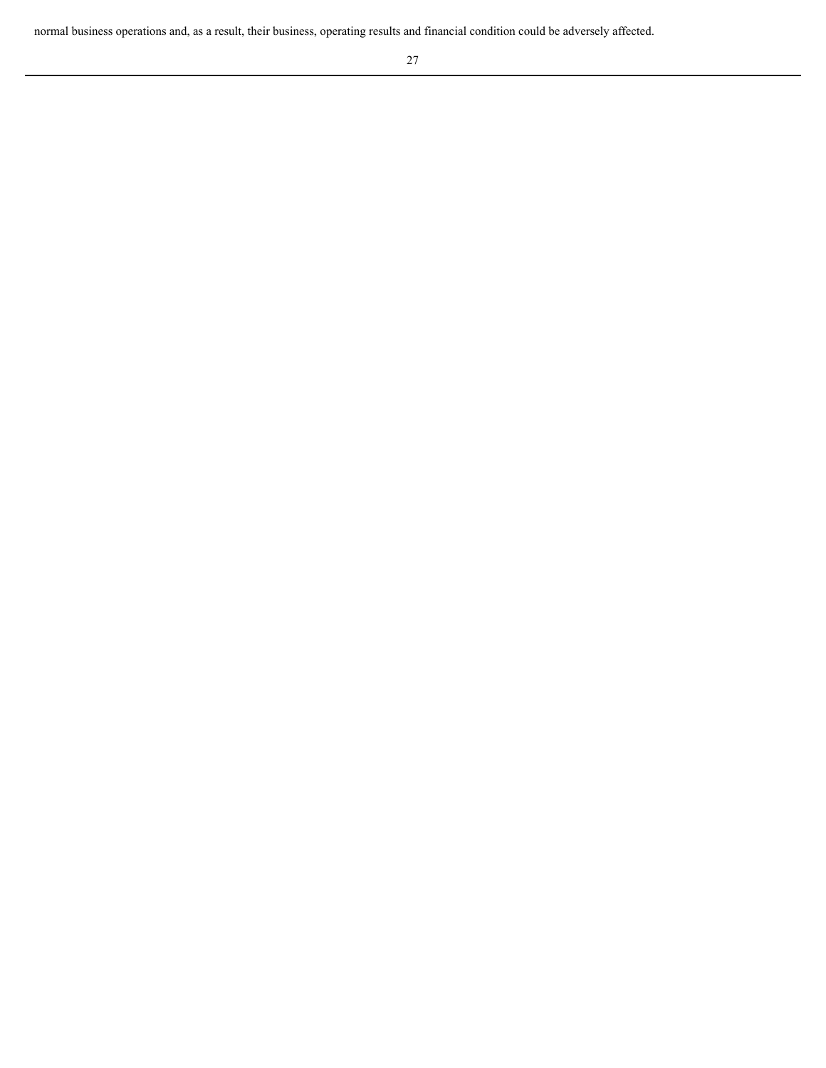normal business operations and, as a result, their business, operating results and financial condition could be adversely affected.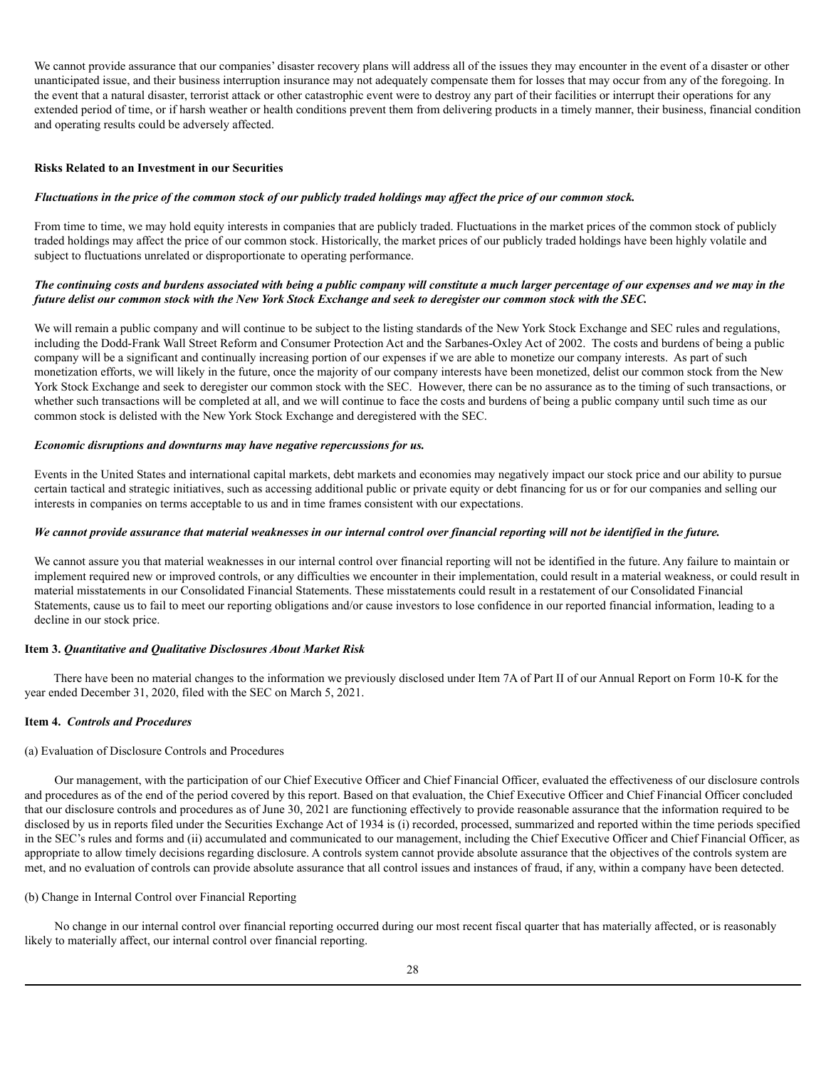We cannot provide assurance that our companies' disaster recovery plans will address all of the issues they may encounter in the event of a disaster or other unanticipated issue, and their business interruption insurance may not adequately compensate them for losses that may occur from any of the foregoing. In the event that a natural disaster, terrorist attack or other catastrophic event were to destroy any part of their facilities or interrupt their operations for any extended period of time, or if harsh weather or health conditions prevent them from delivering products in a timely manner, their business, financial condition and operating results could be adversely affected.

**Risks Related to an Investment in our Securities**

***Fluctuations in the price of the common stock of our publicly traded holdings may affect the price of our common stock.***

From time to time, we may hold equity interests in companies that are publicly traded. Fluctuations in the market prices of the common stock of publicly traded holdings may affect the price of our common stock. Historically, the market prices of our publicly traded holdings have been highly volatile and subject to fluctuations unrelated or disproportionate to operating performance.

***The continuing costs and burdens associated with being a public company will constitute a much larger percentage of our expenses and we may in the future delist our common stock with the New York Stock Exchange and seek to deregister our common stock with the SEC.***

We will remain a public company and will continue to be subject to the listing standards of the New York Stock Exchange and SEC rules and regulations, including the Dodd-Frank Wall Street Reform and Consumer Protection Act and the Sarbanes-Oxley Act of 2002. The costs and burdens of being a public company will be a significant and continually increasing portion of our expenses if we are able to monetize our company interests. As part of such monetization efforts, we will likely in the future, once the majority of our company interests have been monetized, delist our common stock from the New York Stock Exchange and seek to deregister our common stock with the SEC. However, there can be no assurance as to the timing of such transactions, or whether such transactions will be completed at all, and we will continue to face the costs and burdens of being a public company until such time as our common stock is delisted with the New York Stock Exchange and deregistered with the SEC.

***Economic disruptions and downturns may have negative repercussions for us.***

Events in the United States and international capital markets, debt markets and economies may negatively impact our stock price and our ability to pursue certain tactical and strategic initiatives, such as accessing additional public or private equity or debt financing for us or for our companies and selling our interests in companies on terms acceptable to us and in time frames consistent with our expectations.

***We cannot provide assurance that material weaknesses in our internal control over financial reporting will not be identified in the future.***

We cannot assure you that material weaknesses in our internal control over financial reporting will not be identified in the future. Any failure to maintain or implement required new or improved controls, or any difficulties we encounter in their implementation, could result in a material weakness, or could result in material misstatements in our Consolidated Financial Statements. These misstatements could result in a restatement of our Consolidated Financial Statements, cause us to fail to meet our reporting obligations and/or cause investors to lose confidence in our reported financial information, leading to a decline in our stock price.

**Item 3.** ***Quantitative and Qualitative Disclosures About Market Risk***

There have been no material changes to the information we previously disclosed under Item 7A of Part II of our Annual Report on Form 10-K for the year ended December 31, 2020, filed with the SEC on March 5, 2021.

**Item 4.** ***Controls and Procedures***

(a) Evaluation of Disclosure Controls and Procedures

Our management, with the participation of our Chief Executive Officer and Chief Financial Officer, evaluated the effectiveness of our disclosure controls and procedures as of the end of the period covered by this report. Based on that evaluation, the Chief Executive Officer and Chief Financial Officer concluded that our disclosure controls and procedures as of June 30, 2021 are functioning effectively to provide reasonable assurance that the information required to be disclosed by us in reports filed under the Securities Exchange Act of 1934 is (i) recorded, processed, summarized and reported within the time periods specified in the SEC's rules and forms and (ii) accumulated and communicated to our management, including the Chief Executive Officer and Chief Financial Officer, as appropriate to allow timely decisions regarding disclosure. A controls system cannot provide absolute assurance that the objectives of the controls system are met, and no evaluation of controls can provide absolute assurance that all control issues and instances of fraud, if any, within a company have been detected.

(b) Change in Internal Control over Financial Reporting

No change in our internal control over financial reporting occurred during our most recent fiscal quarter that has materially affected, or is reasonably likely to materially affect, our internal control over financial reporting.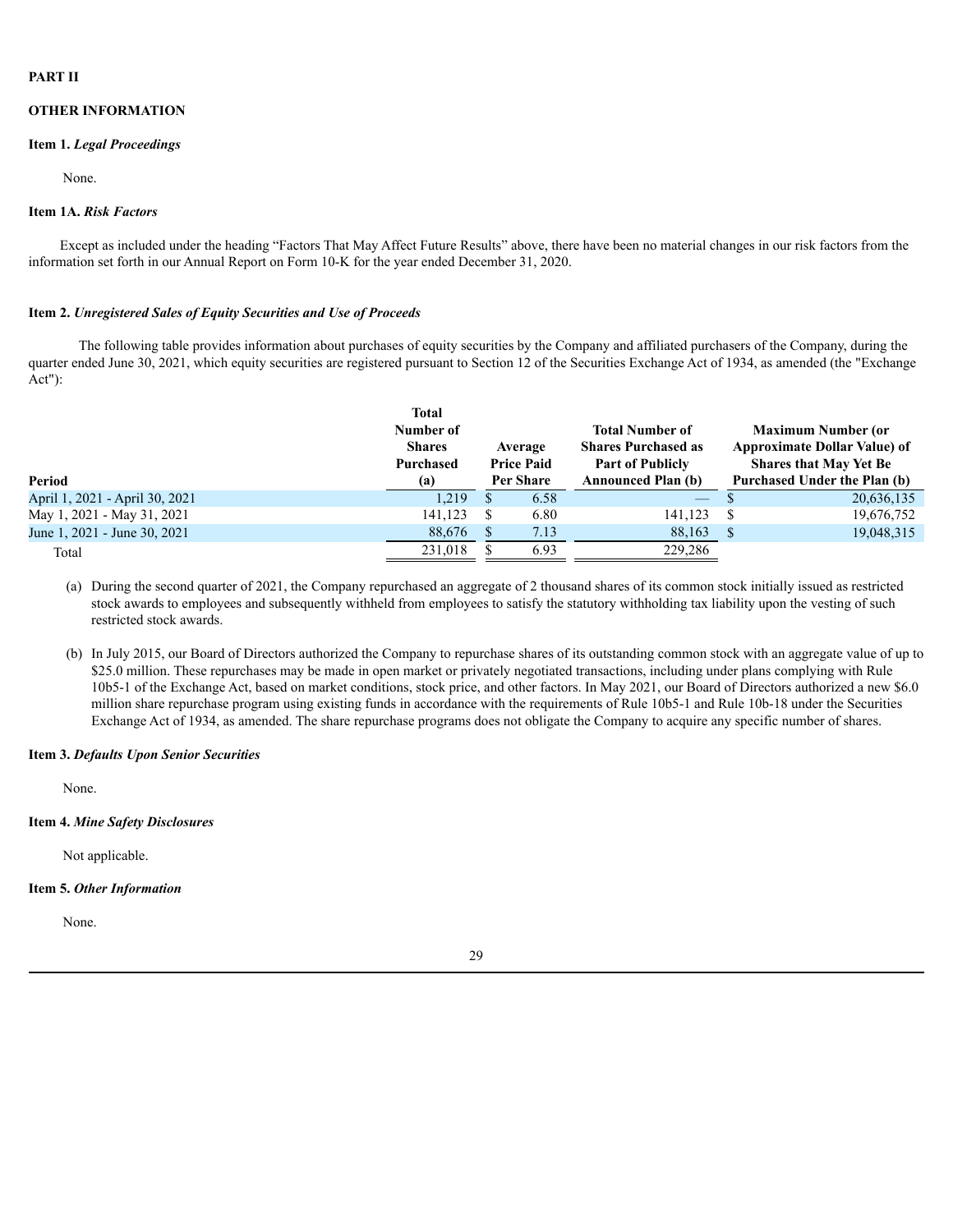# PART II

## OTHER INFORMATION

### Item 1. *Legal Proceedings*

None.

### Item 1A. *Risk Factors*

Except as included under the heading "Factors That May Affect Future Results" above, there have been no material changes in our risk factors from the information set forth in our Annual Report on Form 10-K for the year ended December 31, 2020.

### Item 2. *Unregistered Sales of Equity Securities and Use of Proceeds*

The following table provides information about purchases of equity securities by the Company and affiliated purchasers of the Company, during the quarter ended June 30, 2021, which equity securities are registered pursuant to Section 12 of the Securities Exchange Act of 1934, as amended (the "Exchange Act"):

| Period | Total Number of Shares Purchased (a) | Average Price Paid Per Share | Total Number of Shares Purchased as Part of Publicly Announced Plan (b) | Maximum Number (or Approximate Dollar Value) of Shares that May Yet Be Purchased Under the Plan (b) |
|---|---|---|---|---|
| April 1, 2021 - April 30, 2021 | 1,219 | $ 6.58 | — | $ 20,636,135 |
| May 1, 2021 - May 31, 2021 | 141,123 | $ 6.80 | 141,123 | $ 19,676,752 |
| June 1, 2021 - June 30, 2021 | 88,676 | $ 7.13 | 88,163 | $ 19,048,315 |
| Total | 231,018 | $ 6.93 | 229,286 | |

(a) During the second quarter of 2021, the Company repurchased an aggregate of 2 thousand shares of its common stock initially issued as restricted stock awards to employees and subsequently withheld from employees to satisfy the statutory withholding tax liability upon the vesting of such restricted stock awards.

(b) In July 2015, our Board of Directors authorized the Company to repurchase shares of its outstanding common stock with an aggregate value of up to $25.0 million. These repurchases may be made in open market or privately negotiated transactions, including under plans complying with Rule 10b5-1 of the Exchange Act, based on market conditions, stock price, and other factors. In May 2021, our Board of Directors authorized a new $6.0 million share repurchase program using existing funds in accordance with the requirements of Rule 10b5-1 and Rule 10b-18 under the Securities Exchange Act of 1934, as amended. The share repurchase programs does not obligate the Company to acquire any specific number of shares.

### Item 3. *Defaults Upon Senior Securities*

None.

### Item 4. *Mine Safety Disclosures*

Not applicable.

### Item 5. *Other Information*

None.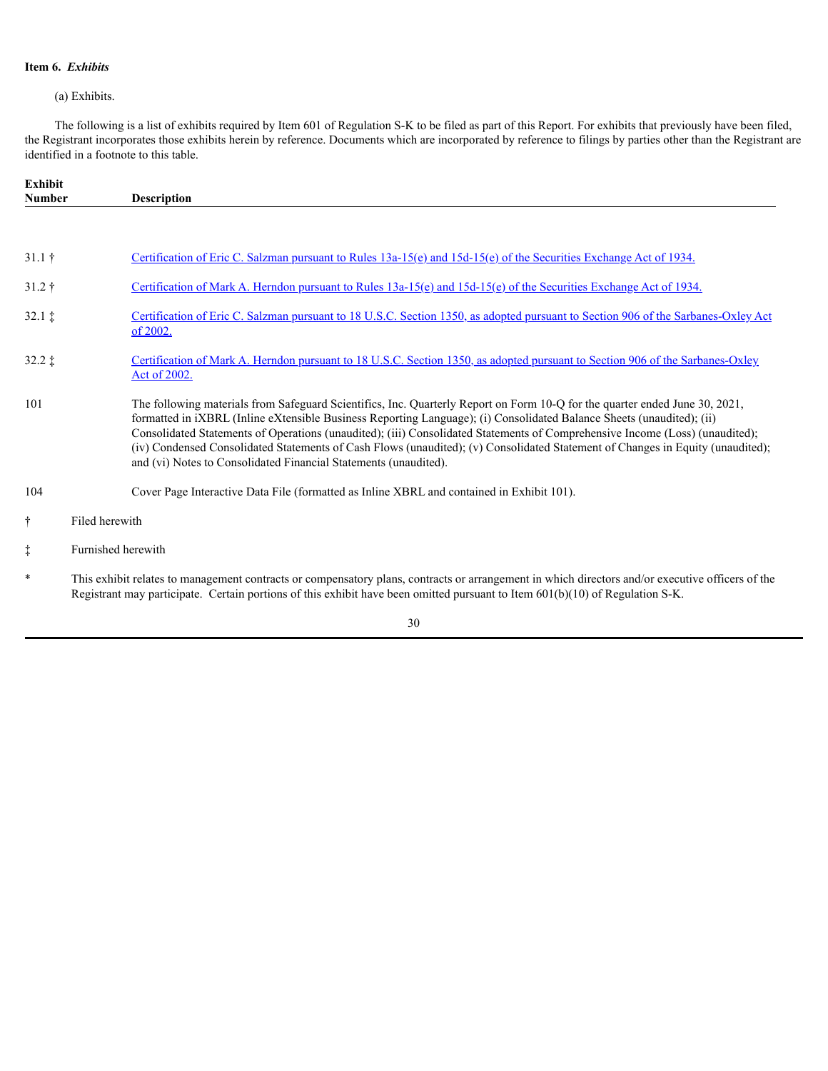**Item 6.** ***Exhibits***

(a) Exhibits.

The following is a list of exhibits required by Item 601 of Regulation S-K to be filed as part of this Report. For exhibits that previously have been filed, the Registrant incorporates those exhibits herein by reference. Documents which are incorporated by reference to filings by parties other than the Registrant are identified in a footnote to this table.

| Exhibit Number | Description |
|---|---|
| 31.1 † | Certification of Eric C. Salzman pursuant to Rules 13a-15(e) and 15d-15(e) of the Securities Exchange Act of 1934. |
| 31.2 † | Certification of Mark A. Herndon pursuant to Rules 13a-15(e) and 15d-15(e) of the Securities Exchange Act of 1934. |
| 32.1 ‡ | Certification of Eric C. Salzman pursuant to 18 U.S.C. Section 1350, as adopted pursuant to Section 906 of the Sarbanes-Oxley Act of 2002. |
| 32.2 ‡ | Certification of Mark A. Herndon pursuant to 18 U.S.C. Section 1350, as adopted pursuant to Section 906 of the Sarbanes-Oxley Act of 2002. |
| 101 | The following materials from Safeguard Scientifics, Inc. Quarterly Report on Form 10-Q for the quarter ended June 30, 2021, formatted in iXBRL (Inline eXtensible Business Reporting Language); (i) Consolidated Balance Sheets (unaudited); (ii) Consolidated Statements of Operations (unaudited); (iii) Consolidated Statements of Comprehensive Income (Loss) (unaudited); (iv) Condensed Consolidated Statements of Cash Flows (unaudited); (v) Consolidated Statement of Changes in Equity (unaudited); and (vi) Notes to Consolidated Financial Statements (unaudited). |
| 104 | Cover Page Interactive Data File (formatted as Inline XBRL and contained in Exhibit 101). |

† Filed herewith

‡ Furnished herewith

* This exhibit relates to management contracts or compensatory plans, contracts or arrangement in which directors and/or executive officers of the Registrant may participate. Certain portions of this exhibit have been omitted pursuant to Item 601(b)(10) of Regulation S-K.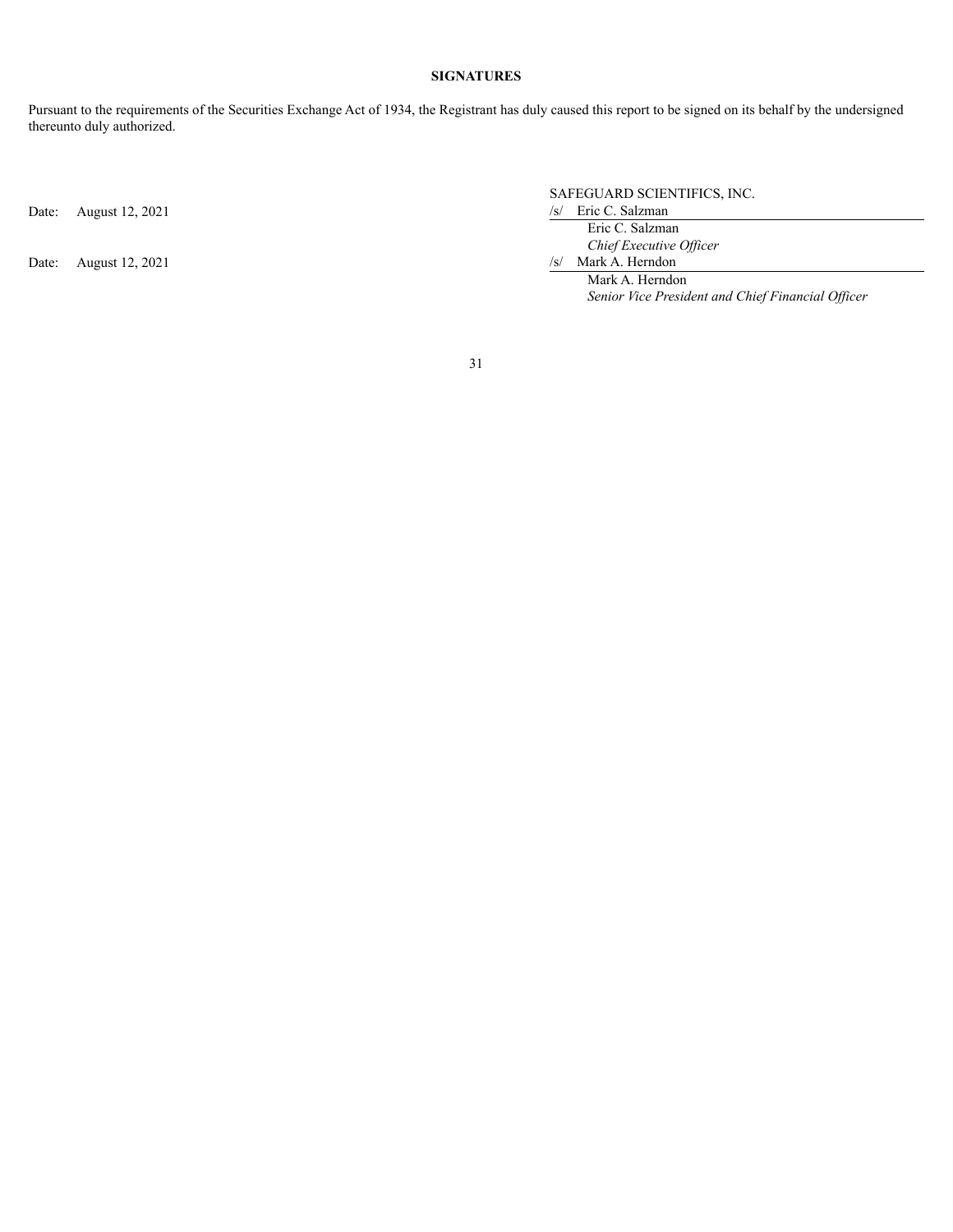**SIGNATURES**

Pursuant to the requirements of the Securities Exchange Act of 1934, the Registrant has duly caused this report to be signed on its behalf by the undersigned thereunto duly authorized.

SAFEGUARD SCIENTIFICS, INC.

Date: August 12, 2021

/s/ Eric C. Salzman

Eric C. Salzman

*Chief Executive Officer*

Date: August 12, 2021

/s/ Mark A. Herndon

Mark A. Herndon

*Senior Vice President and Chief Financial Officer*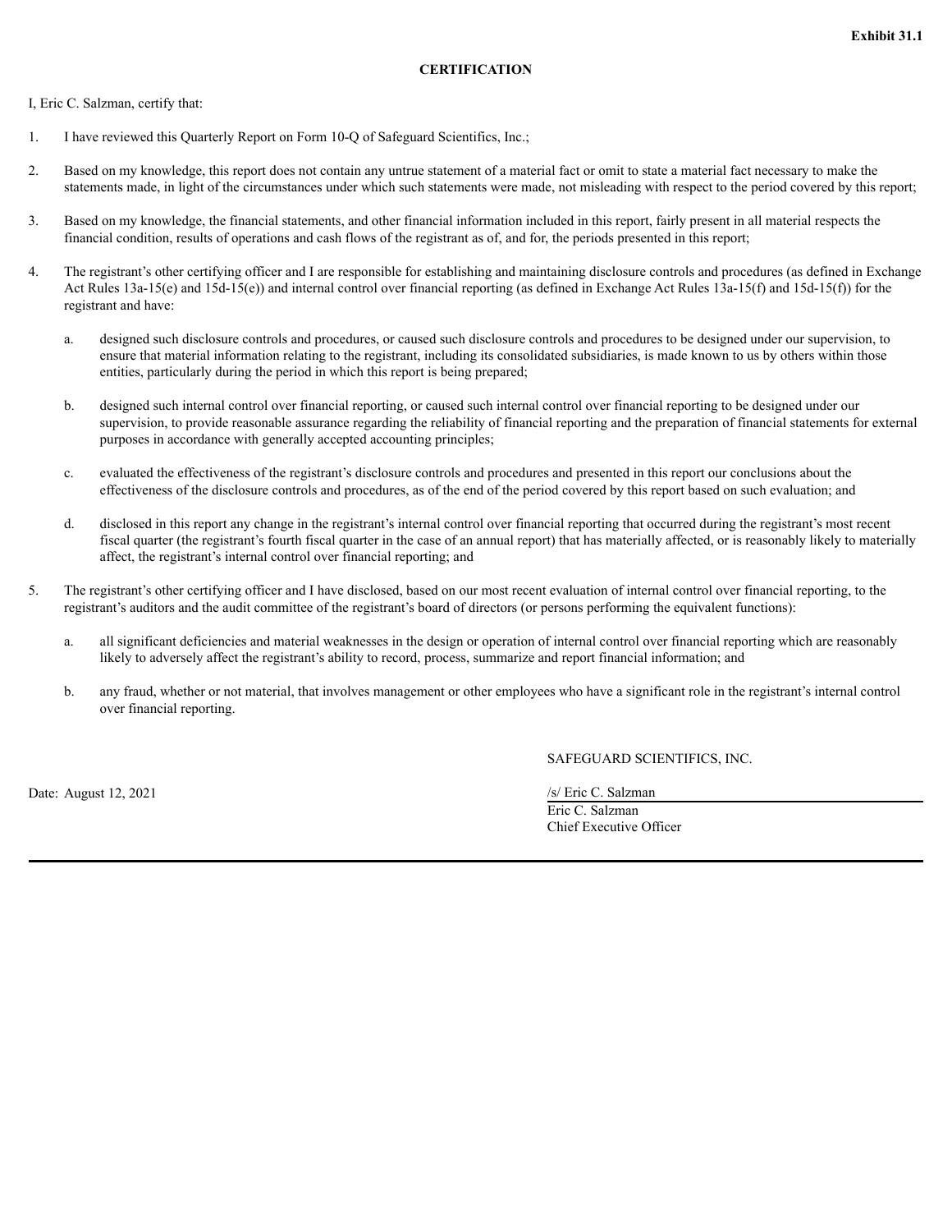**Exhibit 31.1**

**CERTIFICATION**

I, Eric C. Salzman, certify that:

1. I have reviewed this Quarterly Report on Form 10-Q of Safeguard Scientifics, Inc.;

2. Based on my knowledge, this report does not contain any untrue statement of a material fact or omit to state a material fact necessary to make the statements made, in light of the circumstances under which such statements were made, not misleading with respect to the period covered by this report;

3. Based on my knowledge, the financial statements, and other financial information included in this report, fairly present in all material respects the financial condition, results of operations and cash flows of the registrant as of, and for, the periods presented in this report;

4. The registrant's other certifying officer and I are responsible for establishing and maintaining disclosure controls and procedures (as defined in Exchange Act Rules 13a-15(e) and 15d-15(e)) and internal control over financial reporting (as defined in Exchange Act Rules 13a-15(f) and 15d-15(f)) for the registrant and have:

   a. designed such disclosure controls and procedures, or caused such disclosure controls and procedures to be designed under our supervision, to ensure that material information relating to the registrant, including its consolidated subsidiaries, is made known to us by others within those entities, particularly during the period in which this report is being prepared;

   b. designed such internal control over financial reporting, or caused such internal control over financial reporting to be designed under our supervision, to provide reasonable assurance regarding the reliability of financial reporting and the preparation of financial statements for external purposes in accordance with generally accepted accounting principles;

   c. evaluated the effectiveness of the registrant's disclosure controls and procedures and presented in this report our conclusions about the effectiveness of the disclosure controls and procedures, as of the end of the period covered by this report based on such evaluation; and

   d. disclosed in this report any change in the registrant's internal control over financial reporting that occurred during the registrant's most recent fiscal quarter (the registrant's fourth fiscal quarter in the case of an annual report) that has materially affected, or is reasonably likely to materially affect, the registrant's internal control over financial reporting; and

5. The registrant's other certifying officer and I have disclosed, based on our most recent evaluation of internal control over financial reporting, to the registrant's auditors and the audit committee of the registrant's board of directors (or persons performing the equivalent functions):

   a. all significant deficiencies and material weaknesses in the design or operation of internal control over financial reporting which are reasonably likely to adversely affect the registrant's ability to record, process, summarize and report financial information; and

   b. any fraud, whether or not material, that involves management or other employees who have a significant role in the registrant's internal control over financial reporting.

SAFEGUARD SCIENTIFICS, INC.

Date: August 12, 2021

/s/ Eric C. Salzman

Eric C. Salzman
Chief Executive Officer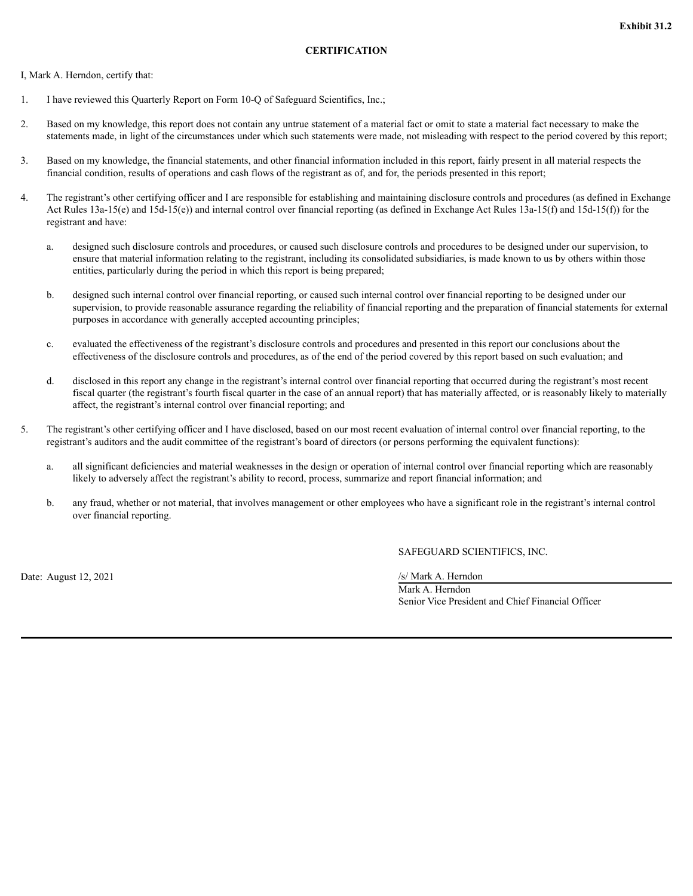**Exhibit 31.2**

# CERTIFICATION

I, Mark A. Herndon, certify that:

1. I have reviewed this Quarterly Report on Form 10-Q of Safeguard Scientifics, Inc.;

2. Based on my knowledge, this report does not contain any untrue statement of a material fact or omit to state a material fact necessary to make the statements made, in light of the circumstances under which such statements were made, not misleading with respect to the period covered by this report;

3. Based on my knowledge, the financial statements, and other financial information included in this report, fairly present in all material respects the financial condition, results of operations and cash flows of the registrant as of, and for, the periods presented in this report;

4. The registrant's other certifying officer and I are responsible for establishing and maintaining disclosure controls and procedures (as defined in Exchange Act Rules 13a-15(e) and 15d-15(e)) and internal control over financial reporting (as defined in Exchange Act Rules 13a-15(f) and 15d-15(f)) for the registrant and have:

   a. designed such disclosure controls and procedures, or caused such disclosure controls and procedures to be designed under our supervision, to ensure that material information relating to the registrant, including its consolidated subsidiaries, is made known to us by others within those entities, particularly during the period in which this report is being prepared;

   b. designed such internal control over financial reporting, or caused such internal control over financial reporting to be designed under our supervision, to provide reasonable assurance regarding the reliability of financial reporting and the preparation of financial statements for external purposes in accordance with generally accepted accounting principles;

   c. evaluated the effectiveness of the registrant's disclosure controls and procedures and presented in this report our conclusions about the effectiveness of the disclosure controls and procedures, as of the end of the period covered by this report based on such evaluation; and

   d. disclosed in this report any change in the registrant's internal control over financial reporting that occurred during the registrant's most recent fiscal quarter (the registrant's fourth fiscal quarter in the case of an annual report) that has materially affected, or is reasonably likely to materially affect, the registrant's internal control over financial reporting; and

5. The registrant's other certifying officer and I have disclosed, based on our most recent evaluation of internal control over financial reporting, to the registrant's auditors and the audit committee of the registrant's board of directors (or persons performing the equivalent functions):

   a. all significant deficiencies and material weaknesses in the design or operation of internal control over financial reporting which are reasonably likely to adversely affect the registrant's ability to record, process, summarize and report financial information; and

   b. any fraud, whether or not material, that involves management or other employees who have a significant role in the registrant's internal control over financial reporting.

SAFEGUARD SCIENTIFICS, INC.

Date: August 12, 2021

/s/ Mark A. Herndon

Mark A. Herndon
Senior Vice President and Chief Financial Officer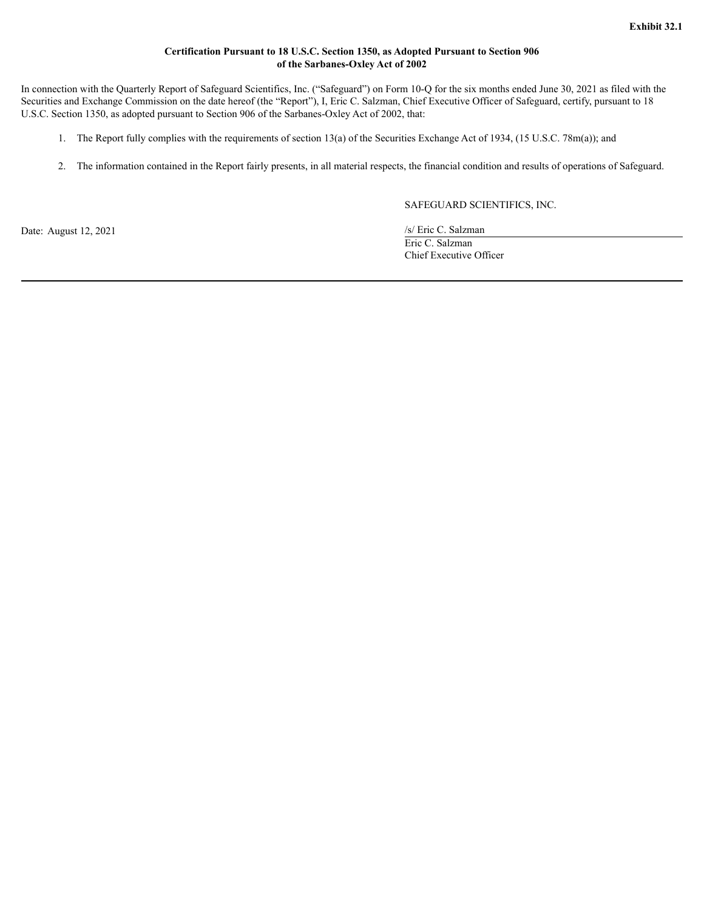**Exhibit 32.1**

**Certification Pursuant to 18 U.S.C. Section 1350, as Adopted Pursuant to Section 906 of the Sarbanes-Oxley Act of 2002**

In connection with the Quarterly Report of Safeguard Scientifics, Inc. (“Safeguard”) on Form 10-Q for the six months ended June 30, 2021 as filed with the Securities and Exchange Commission on the date hereof (the “Report”), I, Eric C. Salzman, Chief Executive Officer of Safeguard, certify, pursuant to 18 U.S.C. Section 1350, as adopted pursuant to Section 906 of the Sarbanes-Oxley Act of 2002, that:

1. The Report fully complies with the requirements of section 13(a) of the Securities Exchange Act of 1934, (15 U.S.C. 78m(a)); and

2. The information contained in the Report fairly presents, in all material respects, the financial condition and results of operations of Safeguard.

SAFEGUARD SCIENTIFICS, INC.

Date: August 12, 2021

/s/ Eric C. Salzman
Eric C. Salzman
Chief Executive Officer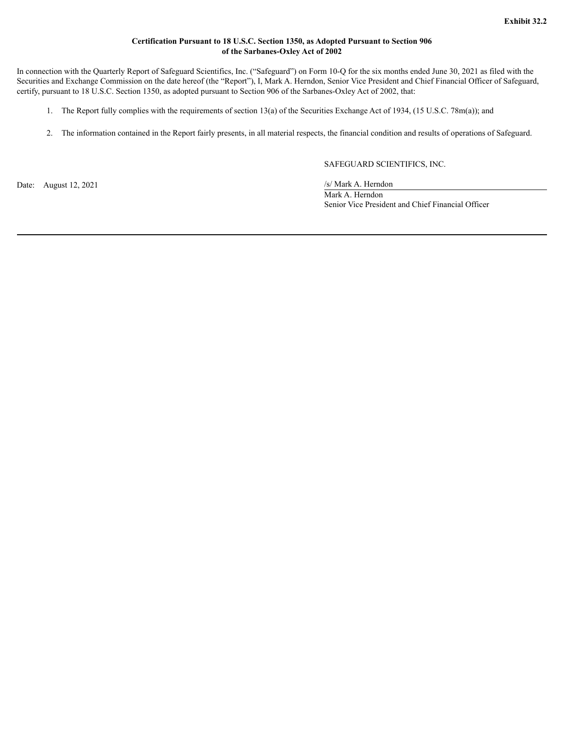**Exhibit 32.2**

**Certification Pursuant to 18 U.S.C. Section 1350, as Adopted Pursuant to Section 906 of the Sarbanes-Oxley Act of 2002**

In connection with the Quarterly Report of Safeguard Scientifics, Inc. (“Safeguard”) on Form 10-Q for the six months ended June 30, 2021 as filed with the Securities and Exchange Commission on the date hereof (the “Report”), I, Mark A. Herndon, Senior Vice President and Chief Financial Officer of Safeguard, certify, pursuant to 18 U.S.C. Section 1350, as adopted pursuant to Section 906 of the Sarbanes-Oxley Act of 2002, that:

1. The Report fully complies with the requirements of section 13(a) of the Securities Exchange Act of 1934, (15 U.S.C. 78m(a)); and

2. The information contained in the Report fairly presents, in all material respects, the financial condition and results of operations of Safeguard.

SAFEGUARD SCIENTIFICS, INC.

Date: August 12, 2021

/s/ Mark A. Herndon

Mark A. Herndon
Senior Vice President and Chief Financial Officer